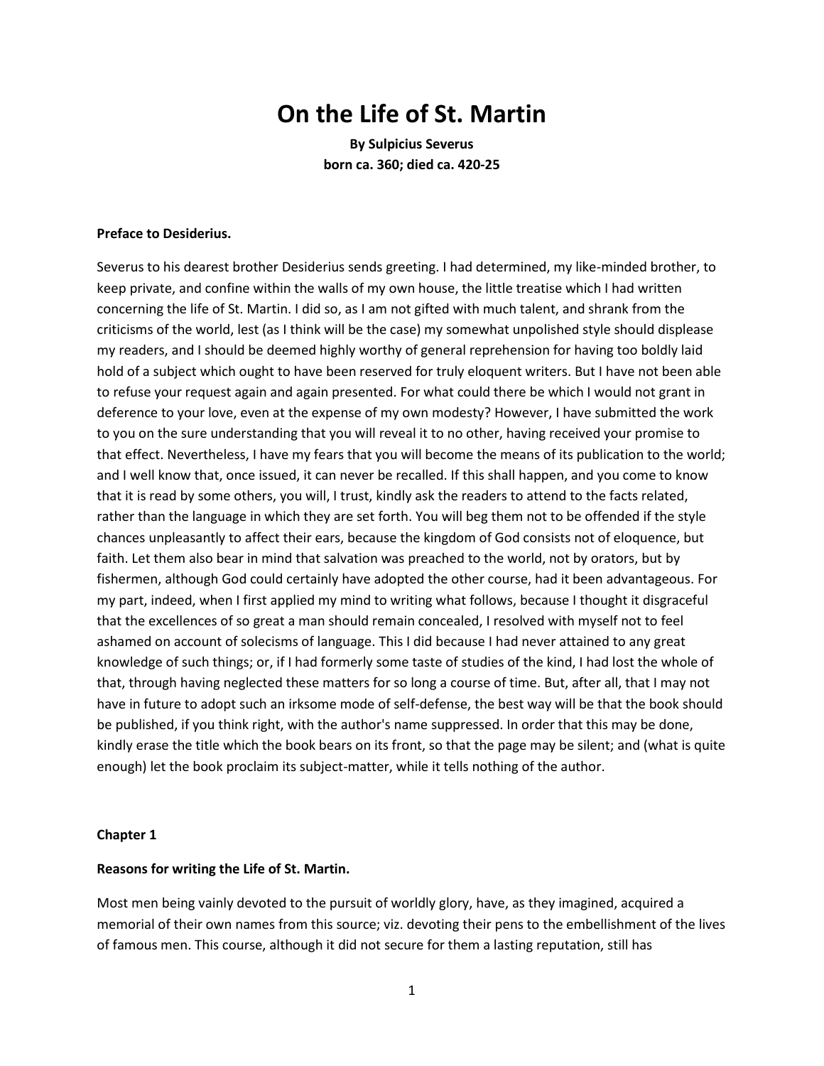# On the Life of St. Martin

**By Sulpicius Severus**
**born ca. 360; died ca. 420-25**

**Preface to Desiderius.**

Severus to his dearest brother Desiderius sends greeting. I had determined, my like-minded brother, to keep private, and confine within the walls of my own house, the little treatise which I had written concerning the life of St. Martin. I did so, as I am not gifted with much talent, and shrank from the criticisms of the world, lest (as I think will be the case) my somewhat unpolished style should displease my readers, and I should be deemed highly worthy of general reprehension for having too boldly laid hold of a subject which ought to have been reserved for truly eloquent writers. But I have not been able to refuse your request again and again presented. For what could there be which I would not grant in deference to your love, even at the expense of my own modesty? However, I have submitted the work to you on the sure understanding that you will reveal it to no other, having received your promise to that effect. Nevertheless, I have my fears that you will become the means of its publication to the world; and I well know that, once issued, it can never be recalled. If this shall happen, and you come to know that it is read by some others, you will, I trust, kindly ask the readers to attend to the facts related, rather than the language in which they are set forth. You will beg them not to be offended if the style chances unpleasantly to affect their ears, because the kingdom of God consists not of eloquence, but faith. Let them also bear in mind that salvation was preached to the world, not by orators, but by fishermen, although God could certainly have adopted the other course, had it been advantageous. For my part, indeed, when I first applied my mind to writing what follows, because I thought it disgraceful that the excellences of so great a man should remain concealed, I resolved with myself not to feel ashamed on account of solecisms of language. This I did because I had never attained to any great knowledge of such things; or, if I had formerly some taste of studies of the kind, I had lost the whole of that, through having neglected these matters for so long a course of time. But, after all, that I may not have in future to adopt such an irksome mode of self-defense, the best way will be that the book should be published, if you think right, with the author's name suppressed. In order that this may be done, kindly erase the title which the book bears on its front, so that the page may be silent; and (what is quite enough) let the book proclaim its subject-matter, while it tells nothing of the author.

**Chapter 1**

**Reasons for writing the Life of St. Martin.**

Most men being vainly devoted to the pursuit of worldly glory, have, as they imagined, acquired a memorial of their own names from this source; viz. devoting their pens to the embellishment of the lives of famous men. This course, although it did not secure for them a lasting reputation, still has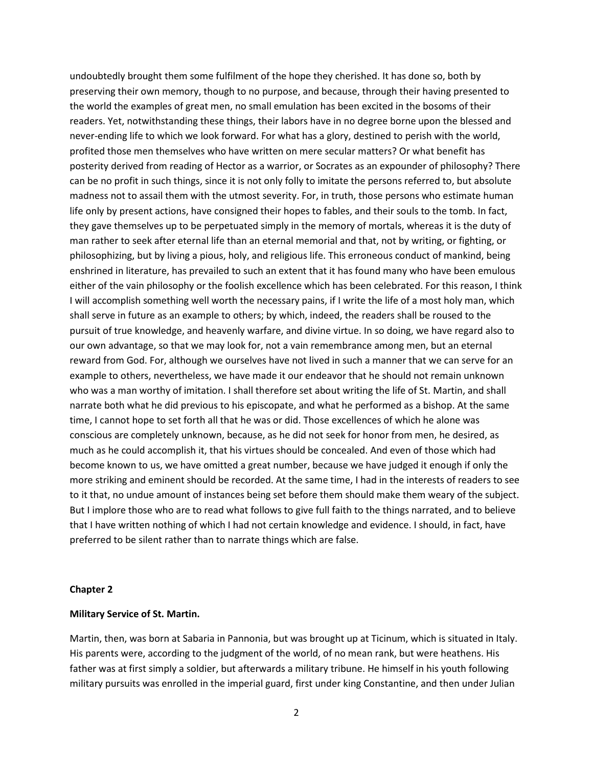undoubtedly brought them some fulfilment of the hope they cherished. It has done so, both by preserving their own memory, though to no purpose, and because, through their having presented to the world the examples of great men, no small emulation has been excited in the bosoms of their readers. Yet, notwithstanding these things, their labors have in no degree borne upon the blessed and never-ending life to which we look forward. For what has a glory, destined to perish with the world, profited those men themselves who have written on mere secular matters? Or what benefit has posterity derived from reading of Hector as a warrior, or Socrates as an expounder of philosophy? There can be no profit in such things, since it is not only folly to imitate the persons referred to, but absolute madness not to assail them with the utmost severity. For, in truth, those persons who estimate human life only by present actions, have consigned their hopes to fables, and their souls to the tomb. In fact, they gave themselves up to be perpetuated simply in the memory of mortals, whereas it is the duty of man rather to seek after eternal life than an eternal memorial and that, not by writing, or fighting, or philosophizing, but by living a pious, holy, and religious life. This erroneous conduct of mankind, being enshrined in literature, has prevailed to such an extent that it has found many who have been emulous either of the vain philosophy or the foolish excellence which has been celebrated. For this reason, I think I will accomplish something well worth the necessary pains, if I write the life of a most holy man, which shall serve in future as an example to others; by which, indeed, the readers shall be roused to the pursuit of true knowledge, and heavenly warfare, and divine virtue. In so doing, we have regard also to our own advantage, so that we may look for, not a vain remembrance among men, but an eternal reward from God. For, although we ourselves have not lived in such a manner that we can serve for an example to others, nevertheless, we have made it our endeavor that he should not remain unknown who was a man worthy of imitation. I shall therefore set about writing the life of St. Martin, and shall narrate both what he did previous to his episcopate, and what he performed as a bishop. At the same time, I cannot hope to set forth all that he was or did. Those excellences of which he alone was conscious are completely unknown, because, as he did not seek for honor from men, he desired, as much as he could accomplish it, that his virtues should be concealed. And even of those which had become known to us, we have omitted a great number, because we have judged it enough if only the more striking and eminent should be recorded. At the same time, I had in the interests of readers to see to it that, no undue amount of instances being set before them should make them weary of the subject. But I implore those who are to read what follows to give full faith to the things narrated, and to believe that I have written nothing of which I had not certain knowledge and evidence. I should, in fact, have preferred to be silent rather than to narrate things which are false.

## Chapter 2

### Military Service of St. Martin.

Martin, then, was born at Sabaria in Pannonia, but was brought up at Ticinum, which is situated in Italy. His parents were, according to the judgment of the world, of no mean rank, but were heathens. His father was at first simply a soldier, but afterwards a military tribune. He himself in his youth following military pursuits was enrolled in the imperial guard, first under king Constantine, and then under Julian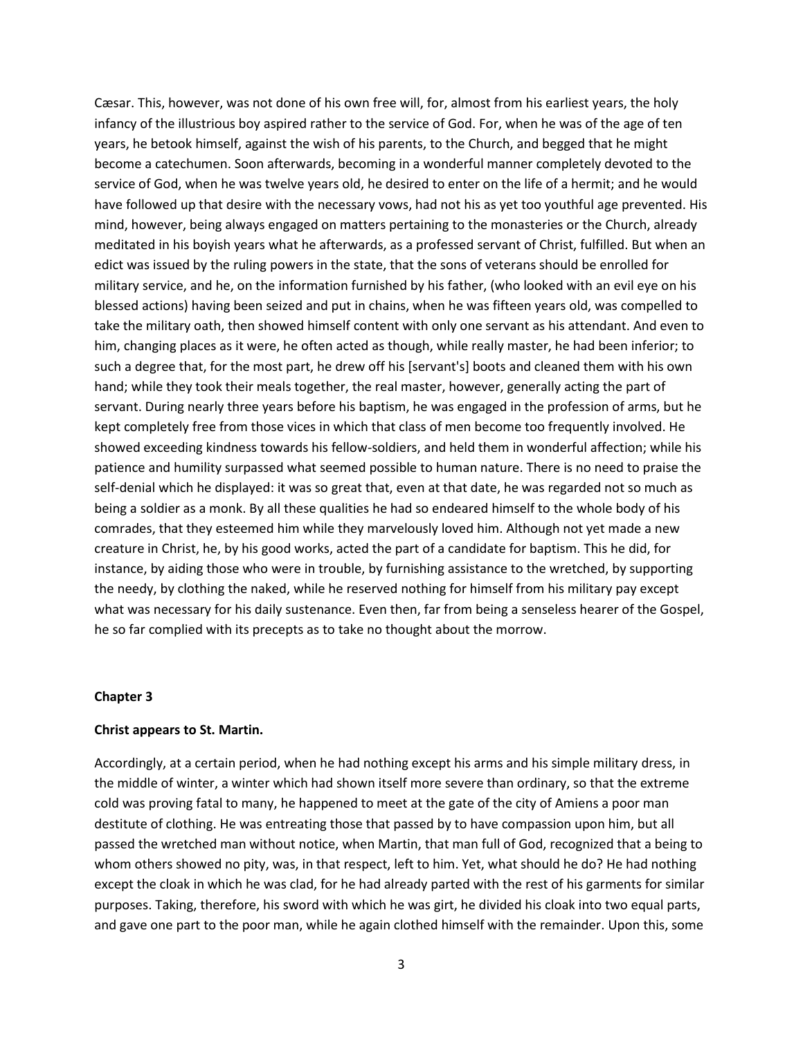Cæsar. This, however, was not done of his own free will, for, almost from his earliest years, the holy infancy of the illustrious boy aspired rather to the service of God. For, when he was of the age of ten years, he betook himself, against the wish of his parents, to the Church, and begged that he might become a catechumen. Soon afterwards, becoming in a wonderful manner completely devoted to the service of God, when he was twelve years old, he desired to enter on the life of a hermit; and he would have followed up that desire with the necessary vows, had not his as yet too youthful age prevented. His mind, however, being always engaged on matters pertaining to the monasteries or the Church, already meditated in his boyish years what he afterwards, as a professed servant of Christ, fulfilled. But when an edict was issued by the ruling powers in the state, that the sons of veterans should be enrolled for military service, and he, on the information furnished by his father, (who looked with an evil eye on his blessed actions) having been seized and put in chains, when he was fifteen years old, was compelled to take the military oath, then showed himself content with only one servant as his attendant. And even to him, changing places as it were, he often acted as though, while really master, he had been inferior; to such a degree that, for the most part, he drew off his [servant's] boots and cleaned them with his own hand; while they took their meals together, the real master, however, generally acting the part of servant. During nearly three years before his baptism, he was engaged in the profession of arms, but he kept completely free from those vices in which that class of men become too frequently involved. He showed exceeding kindness towards his fellow-soldiers, and held them in wonderful affection; while his patience and humility surpassed what seemed possible to human nature. There is no need to praise the self-denial which he displayed: it was so great that, even at that date, he was regarded not so much as being a soldier as a monk. By all these qualities he had so endeared himself to the whole body of his comrades, that they esteemed him while they marvelously loved him. Although not yet made a new creature in Christ, he, by his good works, acted the part of a candidate for baptism. This he did, for instance, by aiding those who were in trouble, by furnishing assistance to the wretched, by supporting the needy, by clothing the naked, while he reserved nothing for himself from his military pay except what was necessary for his daily sustenance. Even then, far from being a senseless hearer of the Gospel, he so far complied with its precepts as to take no thought about the morrow.

## Chapter 3

### Christ appears to St. Martin.

Accordingly, at a certain period, when he had nothing except his arms and his simple military dress, in the middle of winter, a winter which had shown itself more severe than ordinary, so that the extreme cold was proving fatal to many, he happened to meet at the gate of the city of Amiens a poor man destitute of clothing. He was entreating those that passed by to have compassion upon him, but all passed the wretched man without notice, when Martin, that man full of God, recognized that a being to whom others showed no pity, was, in that respect, left to him. Yet, what should he do? He had nothing except the cloak in which he was clad, for he had already parted with the rest of his garments for similar purposes. Taking, therefore, his sword with which he was girt, he divided his cloak into two equal parts, and gave one part to the poor man, while he again clothed himself with the remainder. Upon this, some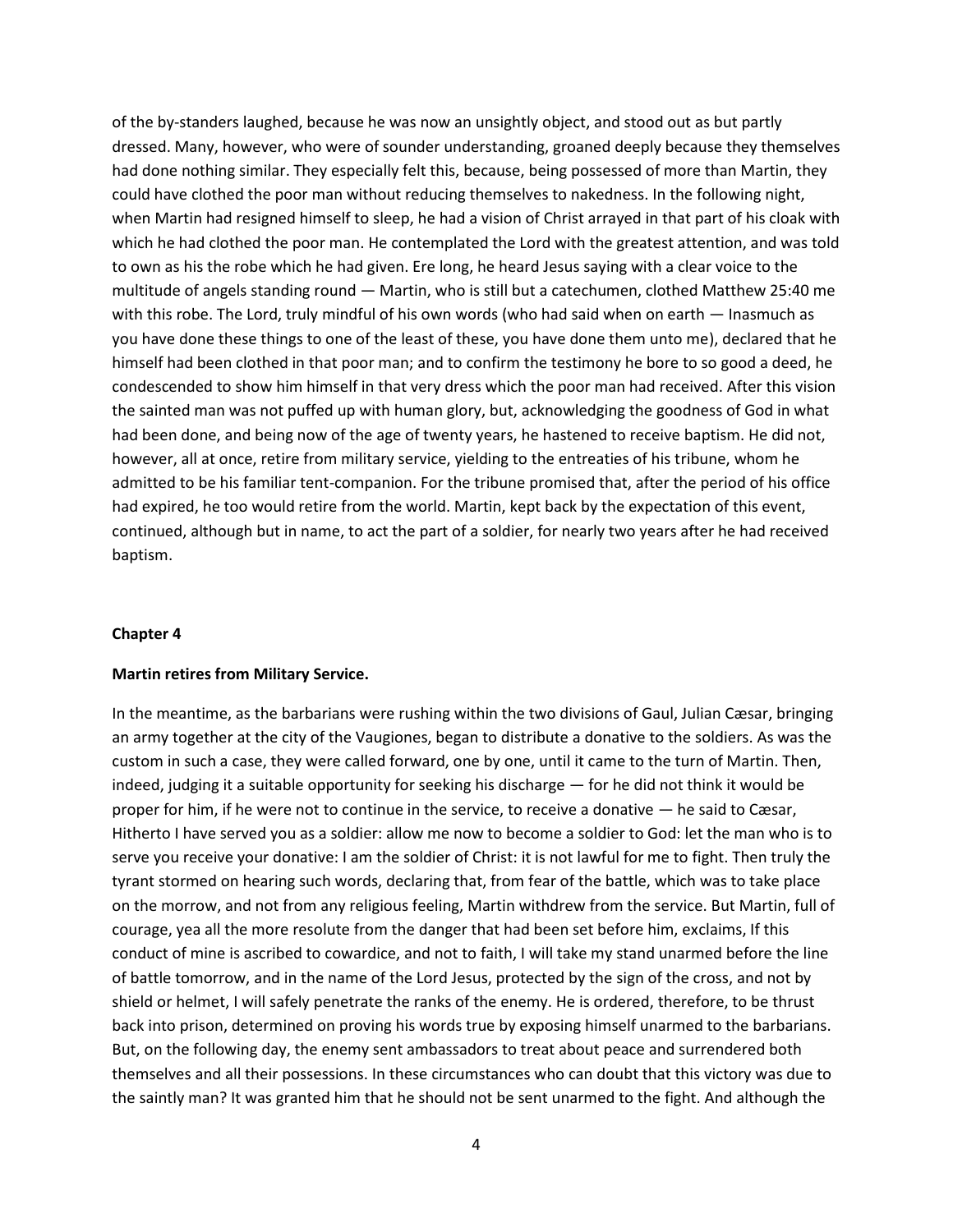of the by-standers laughed, because he was now an unsightly object, and stood out as but partly dressed. Many, however, who were of sounder understanding, groaned deeply because they themselves had done nothing similar. They especially felt this, because, being possessed of more than Martin, they could have clothed the poor man without reducing themselves to nakedness. In the following night, when Martin had resigned himself to sleep, he had a vision of Christ arrayed in that part of his cloak with which he had clothed the poor man. He contemplated the Lord with the greatest attention, and was told to own as his the robe which he had given. Ere long, he heard Jesus saying with a clear voice to the multitude of angels standing round — Martin, who is still but a catechumen, clothed Matthew 25:40 me with this robe. The Lord, truly mindful of his own words (who had said when on earth — Inasmuch as you have done these things to one of the least of these, you have done them unto me), declared that he himself had been clothed in that poor man; and to confirm the testimony he bore to so good a deed, he condescended to show him himself in that very dress which the poor man had received. After this vision the sainted man was not puffed up with human glory, but, acknowledging the goodness of God in what had been done, and being now of the age of twenty years, he hastened to receive baptism. He did not, however, all at once, retire from military service, yielding to the entreaties of his tribune, whom he admitted to be his familiar tent-companion. For the tribune promised that, after the period of his office had expired, he too would retire from the world. Martin, kept back by the expectation of this event, continued, although but in name, to act the part of a soldier, for nearly two years after he had received baptism.

## Chapter 4

### Martin retires from Military Service.

In the meantime, as the barbarians were rushing within the two divisions of Gaul, Julian Cæsar, bringing an army together at the city of the Vaugiones, began to distribute a donative to the soldiers. As was the custom in such a case, they were called forward, one by one, until it came to the turn of Martin. Then, indeed, judging it a suitable opportunity for seeking his discharge — for he did not think it would be proper for him, if he were not to continue in the service, to receive a donative — he said to Cæsar, Hitherto I have served you as a soldier: allow me now to become a soldier to God: let the man who is to serve you receive your donative: I am the soldier of Christ: it is not lawful for me to fight. Then truly the tyrant stormed on hearing such words, declaring that, from fear of the battle, which was to take place on the morrow, and not from any religious feeling, Martin withdrew from the service. But Martin, full of courage, yea all the more resolute from the danger that had been set before him, exclaims, If this conduct of mine is ascribed to cowardice, and not to faith, I will take my stand unarmed before the line of battle tomorrow, and in the name of the Lord Jesus, protected by the sign of the cross, and not by shield or helmet, I will safely penetrate the ranks of the enemy. He is ordered, therefore, to be thrust back into prison, determined on proving his words true by exposing himself unarmed to the barbarians. But, on the following day, the enemy sent ambassadors to treat about peace and surrendered both themselves and all their possessions. In these circumstances who can doubt that this victory was due to the saintly man? It was granted him that he should not be sent unarmed to the fight. And although the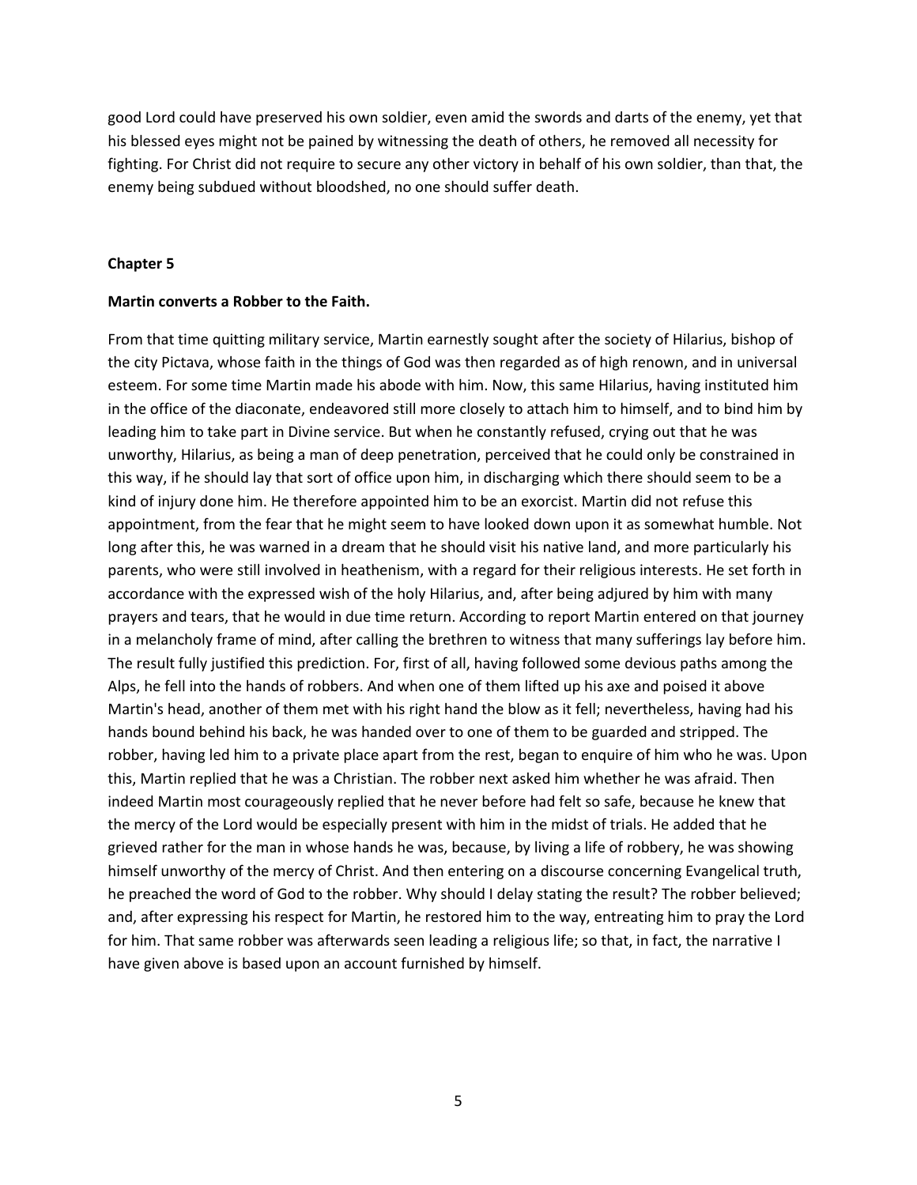good Lord could have preserved his own soldier, even amid the swords and darts of the enemy, yet that his blessed eyes might not be pained by witnessing the death of others, he removed all necessity for fighting. For Christ did not require to secure any other victory in behalf of his own soldier, than that, the enemy being subdued without bloodshed, no one should suffer death.

## Chapter 5

### Martin converts a Robber to the Faith.

From that time quitting military service, Martin earnestly sought after the society of Hilarius, bishop of the city Pictava, whose faith in the things of God was then regarded as of high renown, and in universal esteem. For some time Martin made his abode with him. Now, this same Hilarius, having instituted him in the office of the diaconate, endeavored still more closely to attach him to himself, and to bind him by leading him to take part in Divine service. But when he constantly refused, crying out that he was unworthy, Hilarius, as being a man of deep penetration, perceived that he could only be constrained in this way, if he should lay that sort of office upon him, in discharging which there should seem to be a kind of injury done him. He therefore appointed him to be an exorcist. Martin did not refuse this appointment, from the fear that he might seem to have looked down upon it as somewhat humble. Not long after this, he was warned in a dream that he should visit his native land, and more particularly his parents, who were still involved in heathenism, with a regard for their religious interests. He set forth in accordance with the expressed wish of the holy Hilarius, and, after being adjured by him with many prayers and tears, that he would in due time return. According to report Martin entered on that journey in a melancholy frame of mind, after calling the brethren to witness that many sufferings lay before him. The result fully justified this prediction. For, first of all, having followed some devious paths among the Alps, he fell into the hands of robbers. And when one of them lifted up his axe and poised it above Martin's head, another of them met with his right hand the blow as it fell; nevertheless, having had his hands bound behind his back, he was handed over to one of them to be guarded and stripped. The robber, having led him to a private place apart from the rest, began to enquire of him who he was. Upon this, Martin replied that he was a Christian. The robber next asked him whether he was afraid. Then indeed Martin most courageously replied that he never before had felt so safe, because he knew that the mercy of the Lord would be especially present with him in the midst of trials. He added that he grieved rather for the man in whose hands he was, because, by living a life of robbery, he was showing himself unworthy of the mercy of Christ. And then entering on a discourse concerning Evangelical truth, he preached the word of God to the robber. Why should I delay stating the result? The robber believed; and, after expressing his respect for Martin, he restored him to the way, entreating him to pray the Lord for him. That same robber was afterwards seen leading a religious life; so that, in fact, the narrative I have given above is based upon an account furnished by himself.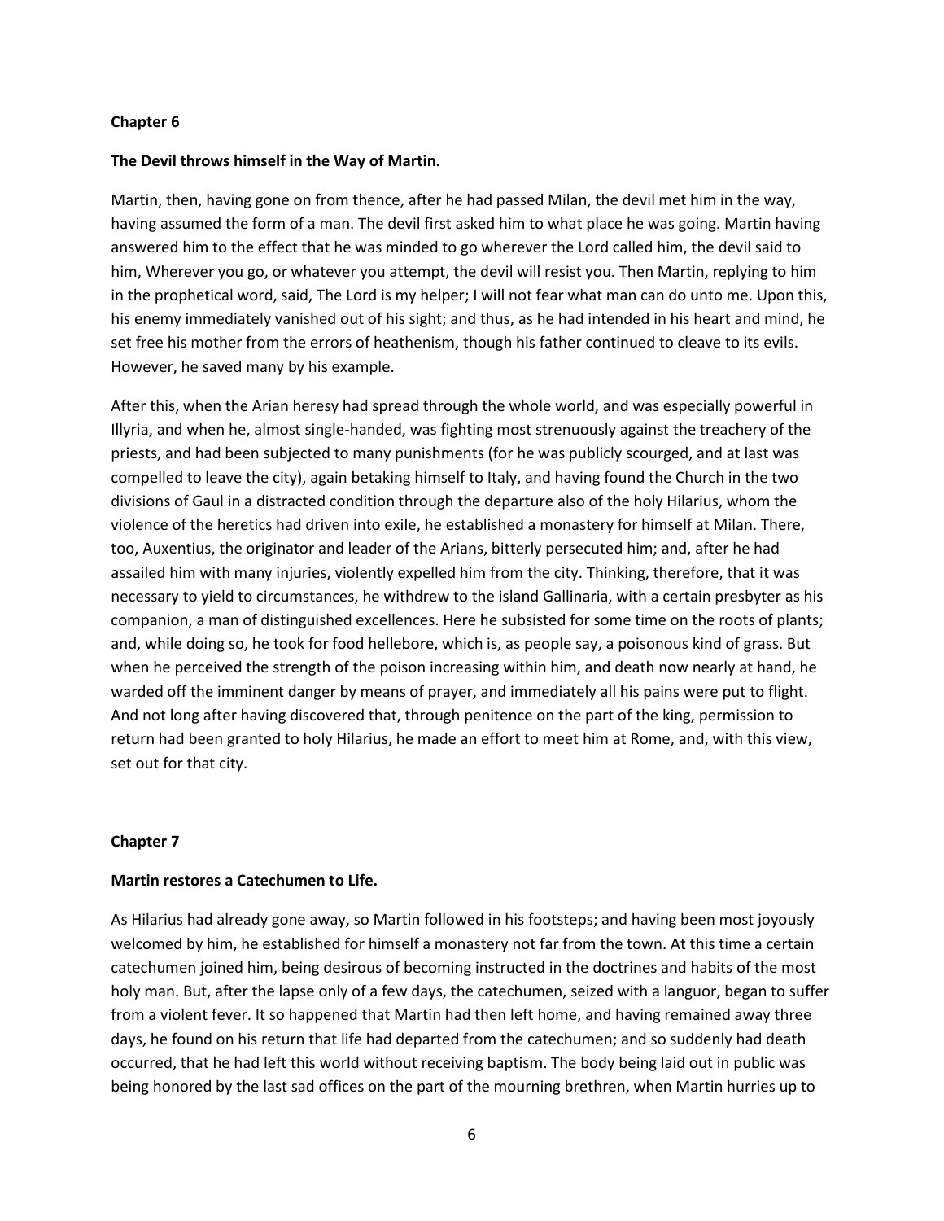**Chapter 6**

**The Devil throws himself in the Way of Martin.**

Martin, then, having gone on from thence, after he had passed Milan, the devil met him in the way, having assumed the form of a man. The devil first asked him to what place he was going. Martin having answered him to the effect that he was minded to go wherever the Lord called him, the devil said to him, Wherever you go, or whatever you attempt, the devil will resist you. Then Martin, replying to him in the prophetical word, said, The Lord is my helper; I will not fear what man can do unto me. Upon this, his enemy immediately vanished out of his sight; and thus, as he had intended in his heart and mind, he set free his mother from the errors of heathenism, though his father continued to cleave to its evils. However, he saved many by his example.

After this, when the Arian heresy had spread through the whole world, and was especially powerful in Illyria, and when he, almost single-handed, was fighting most strenuously against the treachery of the priests, and had been subjected to many punishments (for he was publicly scourged, and at last was compelled to leave the city), again betaking himself to Italy, and having found the Church in the two divisions of Gaul in a distracted condition through the departure also of the holy Hilarius, whom the violence of the heretics had driven into exile, he established a monastery for himself at Milan. There, too, Auxentius, the originator and leader of the Arians, bitterly persecuted him; and, after he had assailed him with many injuries, violently expelled him from the city. Thinking, therefore, that it was necessary to yield to circumstances, he withdrew to the island Gallinaria, with a certain presbyter as his companion, a man of distinguished excellences. Here he subsisted for some time on the roots of plants; and, while doing so, he took for food hellebore, which is, as people say, a poisonous kind of grass. But when he perceived the strength of the poison increasing within him, and death now nearly at hand, he warded off the imminent danger by means of prayer, and immediately all his pains were put to flight. And not long after having discovered that, through penitence on the part of the king, permission to return had been granted to holy Hilarius, he made an effort to meet him at Rome, and, with this view, set out for that city.

**Chapter 7**

**Martin restores a Catechumen to Life.**

As Hilarius had already gone away, so Martin followed in his footsteps; and having been most joyously welcomed by him, he established for himself a monastery not far from the town. At this time a certain catechumen joined him, being desirous of becoming instructed in the doctrines and habits of the most holy man. But, after the lapse only of a few days, the catechumen, seized with a languor, began to suffer from a violent fever. It so happened that Martin had then left home, and having remained away three days, he found on his return that life had departed from the catechumen; and so suddenly had death occurred, that he had left this world without receiving baptism. The body being laid out in public was being honored by the last sad offices on the part of the mourning brethren, when Martin hurries up to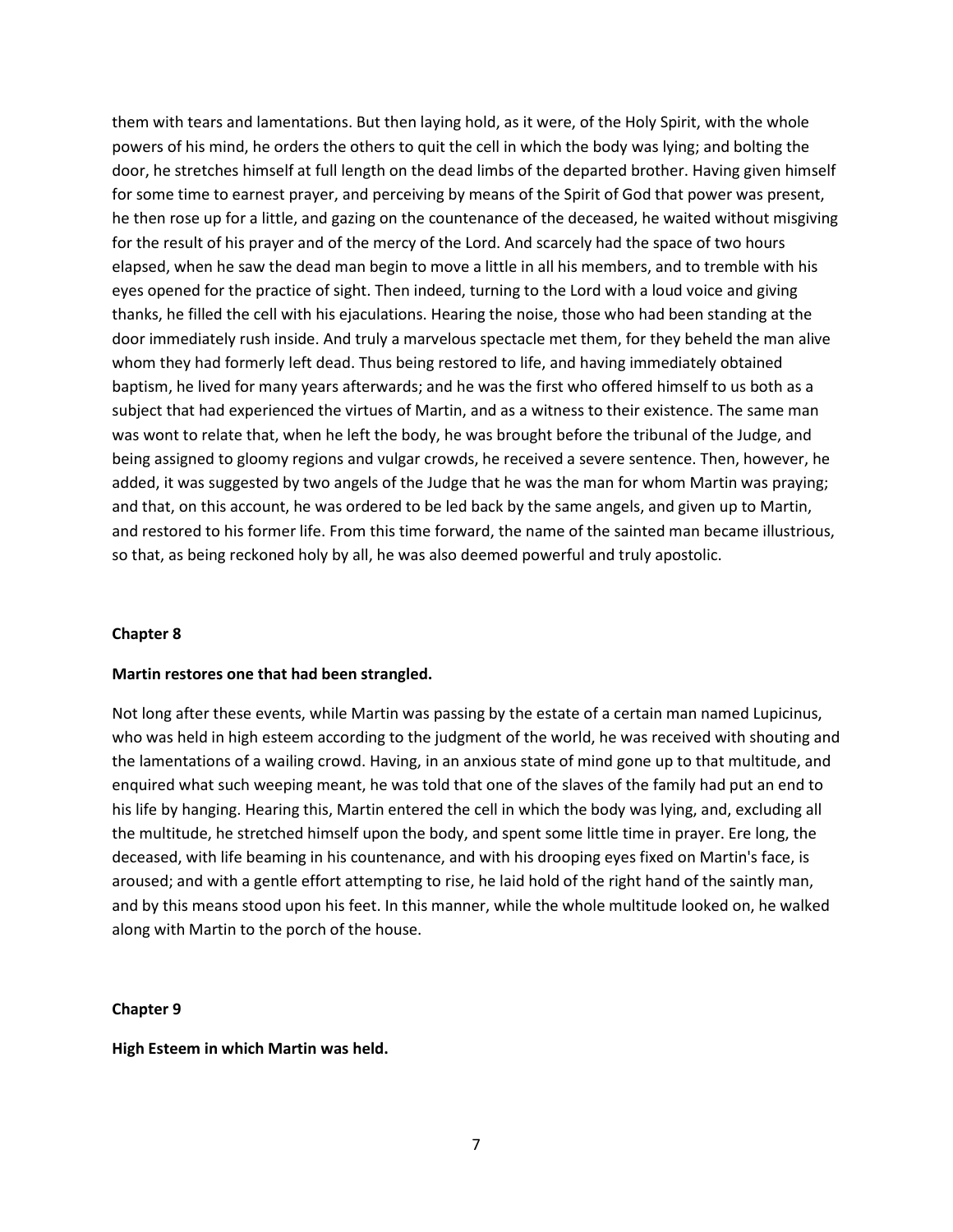them with tears and lamentations. But then laying hold, as it were, of the Holy Spirit, with the whole powers of his mind, he orders the others to quit the cell in which the body was lying; and bolting the door, he stretches himself at full length on the dead limbs of the departed brother. Having given himself for some time to earnest prayer, and perceiving by means of the Spirit of God that power was present, he then rose up for a little, and gazing on the countenance of the deceased, he waited without misgiving for the result of his prayer and of the mercy of the Lord. And scarcely had the space of two hours elapsed, when he saw the dead man begin to move a little in all his members, and to tremble with his eyes opened for the practice of sight. Then indeed, turning to the Lord with a loud voice and giving thanks, he filled the cell with his ejaculations. Hearing the noise, those who had been standing at the door immediately rush inside. And truly a marvelous spectacle met them, for they beheld the man alive whom they had formerly left dead. Thus being restored to life, and having immediately obtained baptism, he lived for many years afterwards; and he was the first who offered himself to us both as a subject that had experienced the virtues of Martin, and as a witness to their existence. The same man was wont to relate that, when he left the body, he was brought before the tribunal of the Judge, and being assigned to gloomy regions and vulgar crowds, he received a severe sentence. Then, however, he added, it was suggested by two angels of the Judge that he was the man for whom Martin was praying; and that, on this account, he was ordered to be led back by the same angels, and given up to Martin, and restored to his former life. From this time forward, the name of the sainted man became illustrious, so that, as being reckoned holy by all, he was also deemed powerful and truly apostolic.

## Chapter 8

### Martin restores one that had been strangled.

Not long after these events, while Martin was passing by the estate of a certain man named Lupicinus, who was held in high esteem according to the judgment of the world, he was received with shouting and the lamentations of a wailing crowd. Having, in an anxious state of mind gone up to that multitude, and enquired what such weeping meant, he was told that one of the slaves of the family had put an end to his life by hanging. Hearing this, Martin entered the cell in which the body was lying, and, excluding all the multitude, he stretched himself upon the body, and spent some little time in prayer. Ere long, the deceased, with life beaming in his countenance, and with his drooping eyes fixed on Martin's face, is aroused; and with a gentle effort attempting to rise, he laid hold of the right hand of the saintly man, and by this means stood upon his feet. In this manner, while the whole multitude looked on, he walked along with Martin to the porch of the house.

## Chapter 9

### High Esteem in which Martin was held.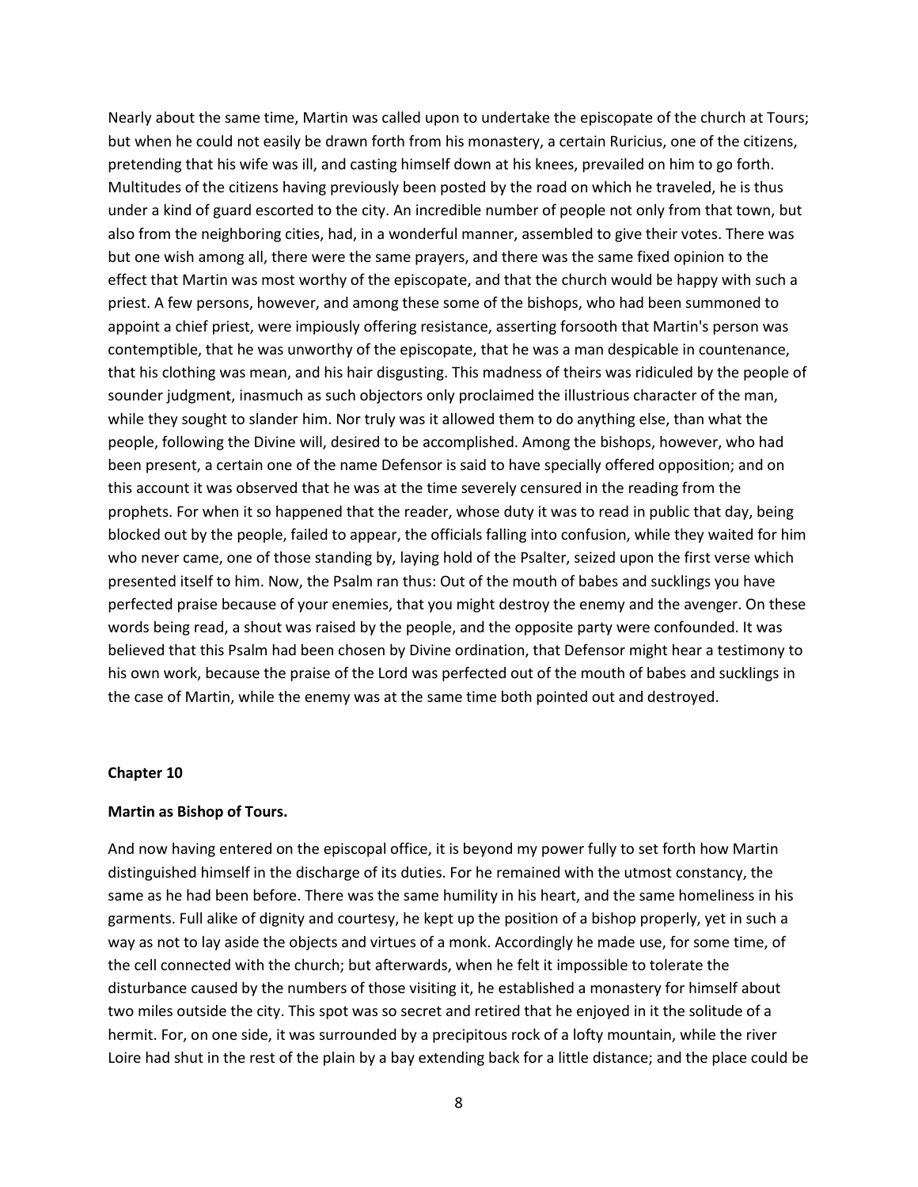Nearly about the same time, Martin was called upon to undertake the episcopate of the church at Tours; but when he could not easily be drawn forth from his monastery, a certain Ruricius, one of the citizens, pretending that his wife was ill, and casting himself down at his knees, prevailed on him to go forth. Multitudes of the citizens having previously been posted by the road on which he traveled, he is thus under a kind of guard escorted to the city. An incredible number of people not only from that town, but also from the neighboring cities, had, in a wonderful manner, assembled to give their votes. There was but one wish among all, there were the same prayers, and there was the same fixed opinion to the effect that Martin was most worthy of the episcopate, and that the church would be happy with such a priest. A few persons, however, and among these some of the bishops, who had been summoned to appoint a chief priest, were impiously offering resistance, asserting forsooth that Martin's person was contemptible, that he was unworthy of the episcopate, that he was a man despicable in countenance, that his clothing was mean, and his hair disgusting. This madness of theirs was ridiculed by the people of sounder judgment, inasmuch as such objectors only proclaimed the illustrious character of the man, while they sought to slander him. Nor truly was it allowed them to do anything else, than what the people, following the Divine will, desired to be accomplished. Among the bishops, however, who had been present, a certain one of the name Defensor is said to have specially offered opposition; and on this account it was observed that he was at the time severely censured in the reading from the prophets. For when it so happened that the reader, whose duty it was to read in public that day, being blocked out by the people, failed to appear, the officials falling into confusion, while they waited for him who never came, one of those standing by, laying hold of the Psalter, seized upon the first verse which presented itself to him. Now, the Psalm ran thus: Out of the mouth of babes and sucklings you have perfected praise because of your enemies, that you might destroy the enemy and the avenger. On these words being read, a shout was raised by the people, and the opposite party were confounded. It was believed that this Psalm had been chosen by Divine ordination, that Defensor might hear a testimony to his own work, because the praise of the Lord was perfected out of the mouth of babes and sucklings in the case of Martin, while the enemy was at the same time both pointed out and destroyed.

## Chapter 10

### Martin as Bishop of Tours.

And now having entered on the episcopal office, it is beyond my power fully to set forth how Martin distinguished himself in the discharge of its duties. For he remained with the utmost constancy, the same as he had been before. There was the same humility in his heart, and the same homeliness in his garments. Full alike of dignity and courtesy, he kept up the position of a bishop properly, yet in such a way as not to lay aside the objects and virtues of a monk. Accordingly he made use, for some time, of the cell connected with the church; but afterwards, when he felt it impossible to tolerate the disturbance caused by the numbers of those visiting it, he established a monastery for himself about two miles outside the city. This spot was so secret and retired that he enjoyed in it the solitude of a hermit. For, on one side, it was surrounded by a precipitous rock of a lofty mountain, while the river Loire had shut in the rest of the plain by a bay extending back for a little distance; and the place could be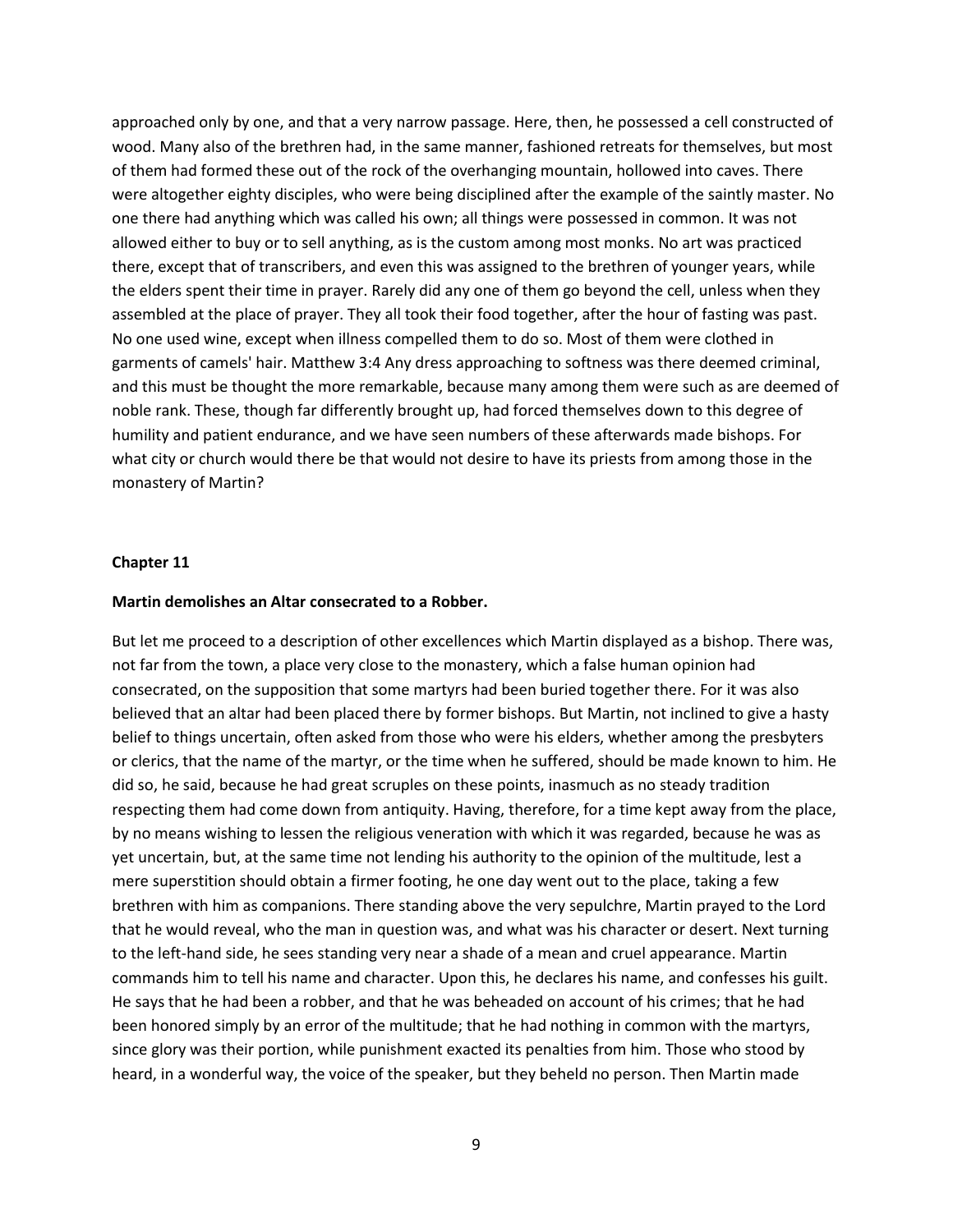approached only by one, and that a very narrow passage. Here, then, he possessed a cell constructed of wood. Many also of the brethren had, in the same manner, fashioned retreats for themselves, but most of them had formed these out of the rock of the overhanging mountain, hollowed into caves. There were altogether eighty disciples, who were being disciplined after the example of the saintly master. No one there had anything which was called his own; all things were possessed in common. It was not allowed either to buy or to sell anything, as is the custom among most monks. No art was practiced there, except that of transcribers, and even this was assigned to the brethren of younger years, while the elders spent their time in prayer. Rarely did any one of them go beyond the cell, unless when they assembled at the place of prayer. They all took their food together, after the hour of fasting was past. No one used wine, except when illness compelled them to do so. Most of them were clothed in garments of camels' hair. Matthew 3:4 Any dress approaching to softness was there deemed criminal, and this must be thought the more remarkable, because many among them were such as are deemed of noble rank. These, though far differently brought up, had forced themselves down to this degree of humility and patient endurance, and we have seen numbers of these afterwards made bishops. For what city or church would there be that would not desire to have its priests from among those in the monastery of Martin?

## Chapter 11

### Martin demolishes an Altar consecrated to a Robber.

But let me proceed to a description of other excellences which Martin displayed as a bishop. There was, not far from the town, a place very close to the monastery, which a false human opinion had consecrated, on the supposition that some martyrs had been buried together there. For it was also believed that an altar had been placed there by former bishops. But Martin, not inclined to give a hasty belief to things uncertain, often asked from those who were his elders, whether among the presbyters or clerics, that the name of the martyr, or the time when he suffered, should be made known to him. He did so, he said, because he had great scruples on these points, inasmuch as no steady tradition respecting them had come down from antiquity. Having, therefore, for a time kept away from the place, by no means wishing to lessen the religious veneration with which it was regarded, because he was as yet uncertain, but, at the same time not lending his authority to the opinion of the multitude, lest a mere superstition should obtain a firmer footing, he one day went out to the place, taking a few brethren with him as companions. There standing above the very sepulchre, Martin prayed to the Lord that he would reveal, who the man in question was, and what was his character or desert. Next turning to the left-hand side, he sees standing very near a shade of a mean and cruel appearance. Martin commands him to tell his name and character. Upon this, he declares his name, and confesses his guilt. He says that he had been a robber, and that he was beheaded on account of his crimes; that he had been honored simply by an error of the multitude; that he had nothing in common with the martyrs, since glory was their portion, while punishment exacted its penalties from him. Those who stood by heard, in a wonderful way, the voice of the speaker, but they beheld no person. Then Martin made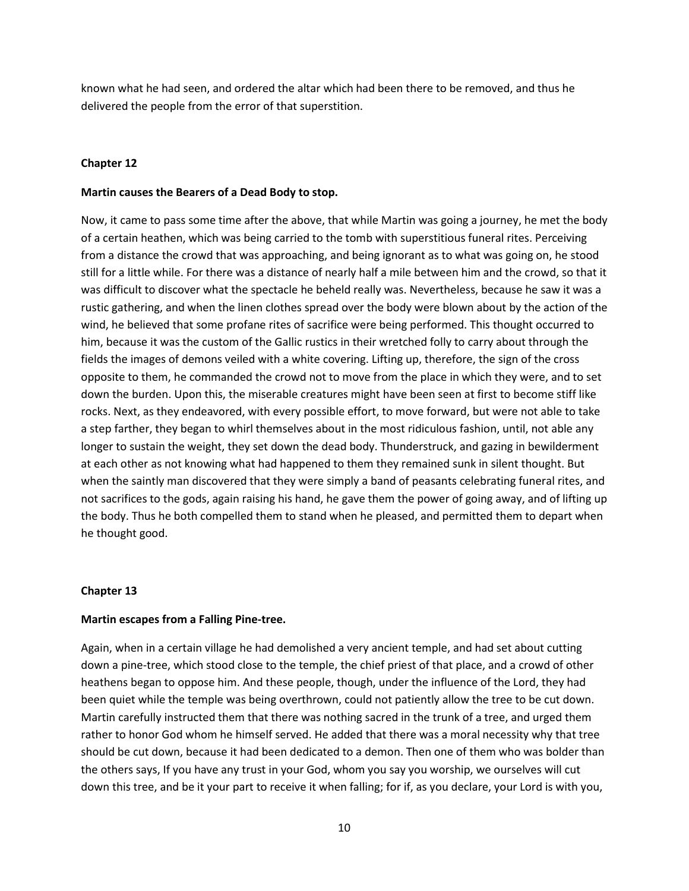known what he had seen, and ordered the altar which had been there to be removed, and thus he delivered the people from the error of that superstition.

## Chapter 12

### Martin causes the Bearers of a Dead Body to stop.

Now, it came to pass some time after the above, that while Martin was going a journey, he met the body of a certain heathen, which was being carried to the tomb with superstitious funeral rites. Perceiving from a distance the crowd that was approaching, and being ignorant as to what was going on, he stood still for a little while. For there was a distance of nearly half a mile between him and the crowd, so that it was difficult to discover what the spectacle he beheld really was. Nevertheless, because he saw it was a rustic gathering, and when the linen clothes spread over the body were blown about by the action of the wind, he believed that some profane rites of sacrifice were being performed. This thought occurred to him, because it was the custom of the Gallic rustics in their wretched folly to carry about through the fields the images of demons veiled with a white covering. Lifting up, therefore, the sign of the cross opposite to them, he commanded the crowd not to move from the place in which they were, and to set down the burden. Upon this, the miserable creatures might have been seen at first to become stiff like rocks. Next, as they endeavored, with every possible effort, to move forward, but were not able to take a step farther, they began to whirl themselves about in the most ridiculous fashion, until, not able any longer to sustain the weight, they set down the dead body. Thunderstruck, and gazing in bewilderment at each other as not knowing what had happened to them they remained sunk in silent thought. But when the saintly man discovered that they were simply a band of peasants celebrating funeral rites, and not sacrifices to the gods, again raising his hand, he gave them the power of going away, and of lifting up the body. Thus he both compelled them to stand when he pleased, and permitted them to depart when he thought good.

## Chapter 13

### Martin escapes from a Falling Pine-tree.

Again, when in a certain village he had demolished a very ancient temple, and had set about cutting down a pine-tree, which stood close to the temple, the chief priest of that place, and a crowd of other heathens began to oppose him. And these people, though, under the influence of the Lord, they had been quiet while the temple was being overthrown, could not patiently allow the tree to be cut down. Martin carefully instructed them that there was nothing sacred in the trunk of a tree, and urged them rather to honor God whom he himself served. He added that there was a moral necessity why that tree should be cut down, because it had been dedicated to a demon. Then one of them who was bolder than the others says, If you have any trust in your God, whom you say you worship, we ourselves will cut down this tree, and be it your part to receive it when falling; for if, as you declare, your Lord is with you,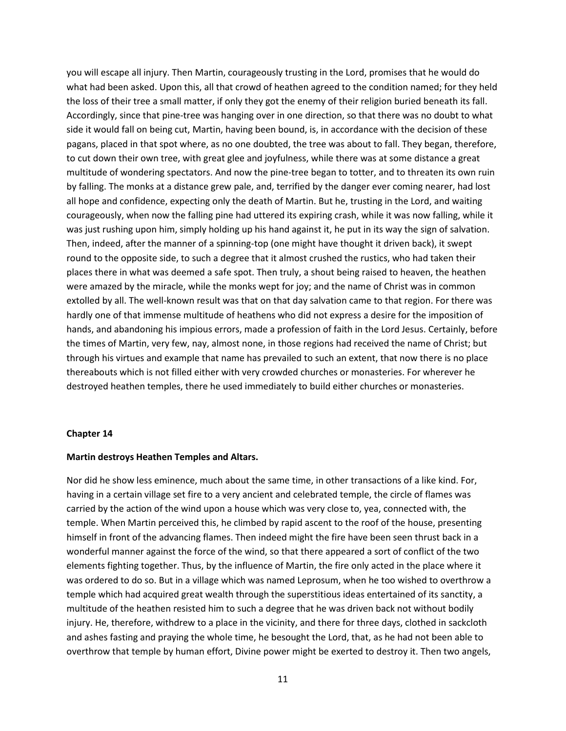you will escape all injury. Then Martin, courageously trusting in the Lord, promises that he would do what had been asked. Upon this, all that crowd of heathen agreed to the condition named; for they held the loss of their tree a small matter, if only they got the enemy of their religion buried beneath its fall. Accordingly, since that pine-tree was hanging over in one direction, so that there was no doubt to what side it would fall on being cut, Martin, having been bound, is, in accordance with the decision of these pagans, placed in that spot where, as no one doubted, the tree was about to fall. They began, therefore, to cut down their own tree, with great glee and joyfulness, while there was at some distance a great multitude of wondering spectators. And now the pine-tree began to totter, and to threaten its own ruin by falling. The monks at a distance grew pale, and, terrified by the danger ever coming nearer, had lost all hope and confidence, expecting only the death of Martin. But he, trusting in the Lord, and waiting courageously, when now the falling pine had uttered its expiring crash, while it was now falling, while it was just rushing upon him, simply holding up his hand against it, he put in its way the sign of salvation. Then, indeed, after the manner of a spinning-top (one might have thought it driven back), it swept round to the opposite side, to such a degree that it almost crushed the rustics, who had taken their places there in what was deemed a safe spot. Then truly, a shout being raised to heaven, the heathen were amazed by the miracle, while the monks wept for joy; and the name of Christ was in common extolled by all. The well-known result was that on that day salvation came to that region. For there was hardly one of that immense multitude of heathens who did not express a desire for the imposition of hands, and abandoning his impious errors, made a profession of faith in the Lord Jesus. Certainly, before the times of Martin, very few, nay, almost none, in those regions had received the name of Christ; but through his virtues and example that name has prevailed to such an extent, that now there is no place thereabouts which is not filled either with very crowded churches or monasteries. For wherever he destroyed heathen temples, there he used immediately to build either churches or monasteries.

## Chapter 14

### Martin destroys Heathen Temples and Altars.

Nor did he show less eminence, much about the same time, in other transactions of a like kind. For, having in a certain village set fire to a very ancient and celebrated temple, the circle of flames was carried by the action of the wind upon a house which was very close to, yea, connected with, the temple. When Martin perceived this, he climbed by rapid ascent to the roof of the house, presenting himself in front of the advancing flames. Then indeed might the fire have been seen thrust back in a wonderful manner against the force of the wind, so that there appeared a sort of conflict of the two elements fighting together. Thus, by the influence of Martin, the fire only acted in the place where it was ordered to do so. But in a village which was named Leprosum, when he too wished to overthrow a temple which had acquired great wealth through the superstitious ideas entertained of its sanctity, a multitude of the heathen resisted him to such a degree that he was driven back not without bodily injury. He, therefore, withdrew to a place in the vicinity, and there for three days, clothed in sackcloth and ashes fasting and praying the whole time, he besought the Lord, that, as he had not been able to overthrow that temple by human effort, Divine power might be exerted to destroy it. Then two angels,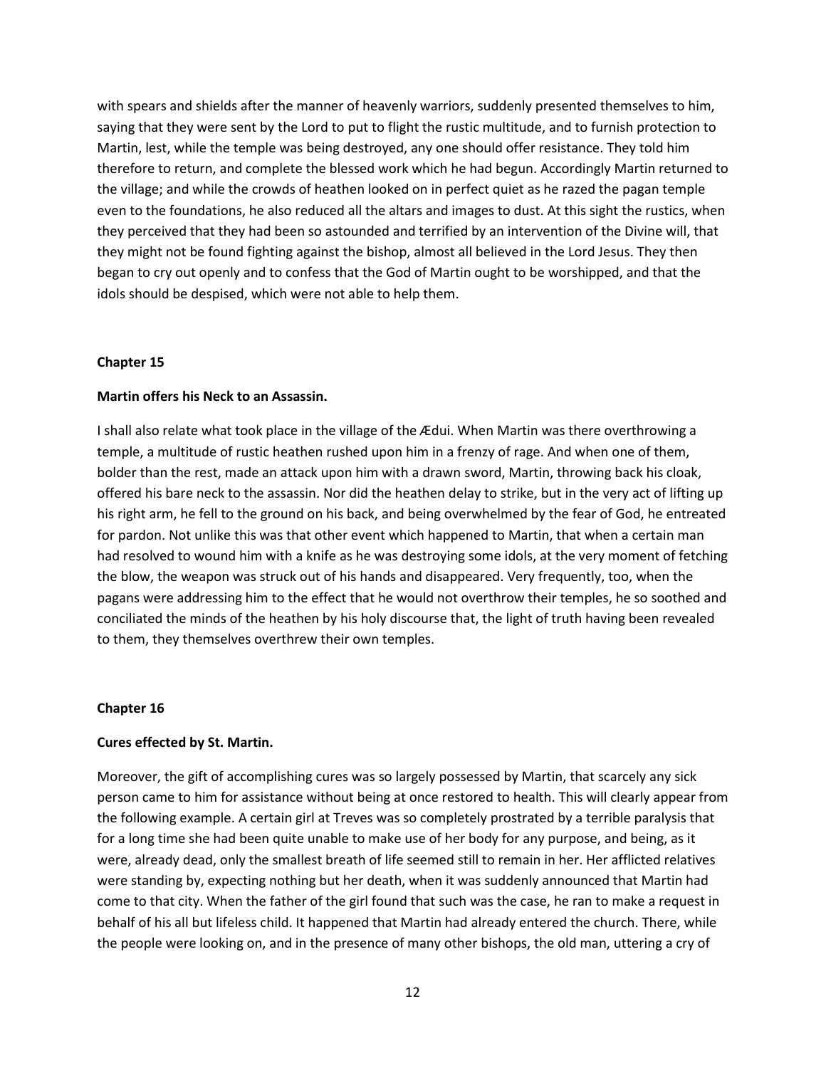with spears and shields after the manner of heavenly warriors, suddenly presented themselves to him, saying that they were sent by the Lord to put to flight the rustic multitude, and to furnish protection to Martin, lest, while the temple was being destroyed, any one should offer resistance. They told him therefore to return, and complete the blessed work which he had begun. Accordingly Martin returned to the village; and while the crowds of heathen looked on in perfect quiet as he razed the pagan temple even to the foundations, he also reduced all the altars and images to dust. At this sight the rustics, when they perceived that they had been so astounded and terrified by an intervention of the Divine will, that they might not be found fighting against the bishop, almost all believed in the Lord Jesus. They then began to cry out openly and to confess that the God of Martin ought to be worshipped, and that the idols should be despised, which were not able to help them.

## Chapter 15

### Martin offers his Neck to an Assassin.

I shall also relate what took place in the village of the Ædui. When Martin was there overthrowing a temple, a multitude of rustic heathen rushed upon him in a frenzy of rage. And when one of them, bolder than the rest, made an attack upon him with a drawn sword, Martin, throwing back his cloak, offered his bare neck to the assassin. Nor did the heathen delay to strike, but in the very act of lifting up his right arm, he fell to the ground on his back, and being overwhelmed by the fear of God, he entreated for pardon. Not unlike this was that other event which happened to Martin, that when a certain man had resolved to wound him with a knife as he was destroying some idols, at the very moment of fetching the blow, the weapon was struck out of his hands and disappeared. Very frequently, too, when the pagans were addressing him to the effect that he would not overthrow their temples, he so soothed and conciliated the minds of the heathen by his holy discourse that, the light of truth having been revealed to them, they themselves overthrew their own temples.

## Chapter 16

### Cures effected by St. Martin.

Moreover, the gift of accomplishing cures was so largely possessed by Martin, that scarcely any sick person came to him for assistance without being at once restored to health. This will clearly appear from the following example. A certain girl at Treves was so completely prostrated by a terrible paralysis that for a long time she had been quite unable to make use of her body for any purpose, and being, as it were, already dead, only the smallest breath of life seemed still to remain in her. Her afflicted relatives were standing by, expecting nothing but her death, when it was suddenly announced that Martin had come to that city. When the father of the girl found that such was the case, he ran to make a request in behalf of his all but lifeless child. It happened that Martin had already entered the church. There, while the people were looking on, and in the presence of many other bishops, the old man, uttering a cry of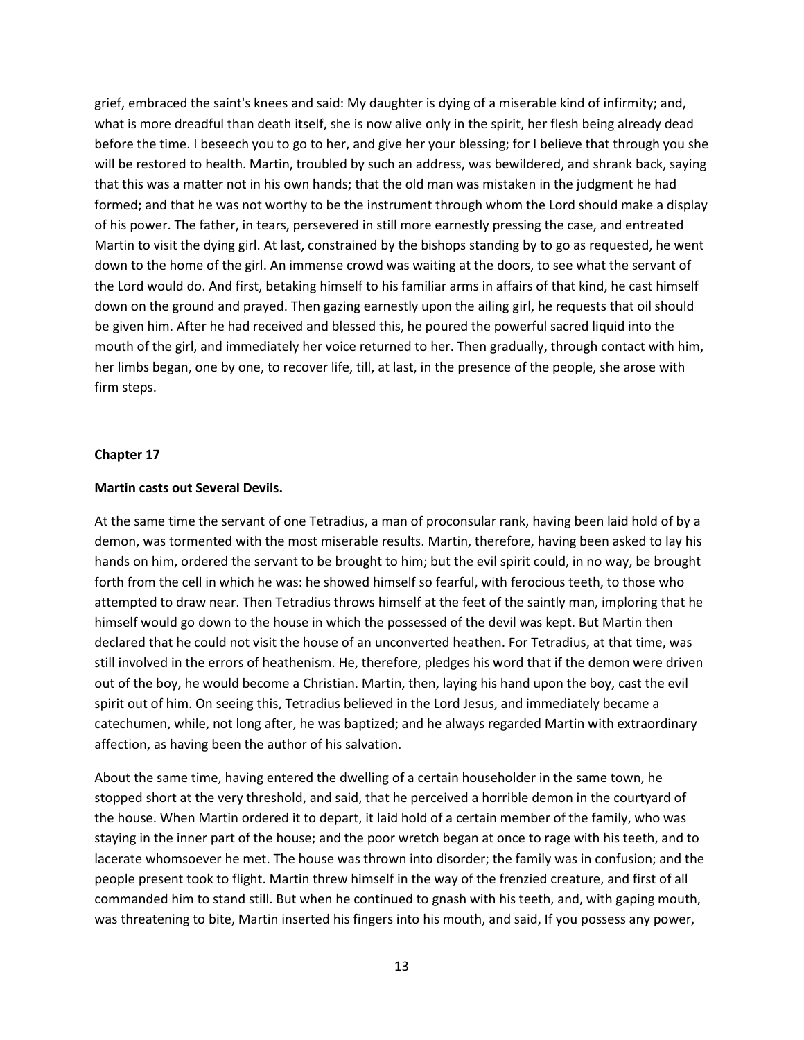grief, embraced the saint's knees and said: My daughter is dying of a miserable kind of infirmity; and, what is more dreadful than death itself, she is now alive only in the spirit, her flesh being already dead before the time. I beseech you to go to her, and give her your blessing; for I believe that through you she will be restored to health. Martin, troubled by such an address, was bewildered, and shrank back, saying that this was a matter not in his own hands; that the old man was mistaken in the judgment he had formed; and that he was not worthy to be the instrument through whom the Lord should make a display of his power. The father, in tears, persevered in still more earnestly pressing the case, and entreated Martin to visit the dying girl. At last, constrained by the bishops standing by to go as requested, he went down to the home of the girl. An immense crowd was waiting at the doors, to see what the servant of the Lord would do. And first, betaking himself to his familiar arms in affairs of that kind, he cast himself down on the ground and prayed. Then gazing earnestly upon the ailing girl, he requests that oil should be given him. After he had received and blessed this, he poured the powerful sacred liquid into the mouth of the girl, and immediately her voice returned to her. Then gradually, through contact with him, her limbs began, one by one, to recover life, till, at last, in the presence of the people, she arose with firm steps.

## Chapter 17

### Martin casts out Several Devils.

At the same time the servant of one Tetradius, a man of proconsular rank, having been laid hold of by a demon, was tormented with the most miserable results. Martin, therefore, having been asked to lay his hands on him, ordered the servant to be brought to him; but the evil spirit could, in no way, be brought forth from the cell in which he was: he showed himself so fearful, with ferocious teeth, to those who attempted to draw near. Then Tetradius throws himself at the feet of the saintly man, imploring that he himself would go down to the house in which the possessed of the devil was kept. But Martin then declared that he could not visit the house of an unconverted heathen. For Tetradius, at that time, was still involved in the errors of heathenism. He, therefore, pledges his word that if the demon were driven out of the boy, he would become a Christian. Martin, then, laying his hand upon the boy, cast the evil spirit out of him. On seeing this, Tetradius believed in the Lord Jesus, and immediately became a catechumen, while, not long after, he was baptized; and he always regarded Martin with extraordinary affection, as having been the author of his salvation.

About the same time, having entered the dwelling of a certain householder in the same town, he stopped short at the very threshold, and said, that he perceived a horrible demon in the courtyard of the house. When Martin ordered it to depart, it laid hold of a certain member of the family, who was staying in the inner part of the house; and the poor wretch began at once to rage with his teeth, and to lacerate whomsoever he met. The house was thrown into disorder; the family was in confusion; and the people present took to flight. Martin threw himself in the way of the frenzied creature, and first of all commanded him to stand still. But when he continued to gnash with his teeth, and, with gaping mouth, was threatening to bite, Martin inserted his fingers into his mouth, and said, If you possess any power,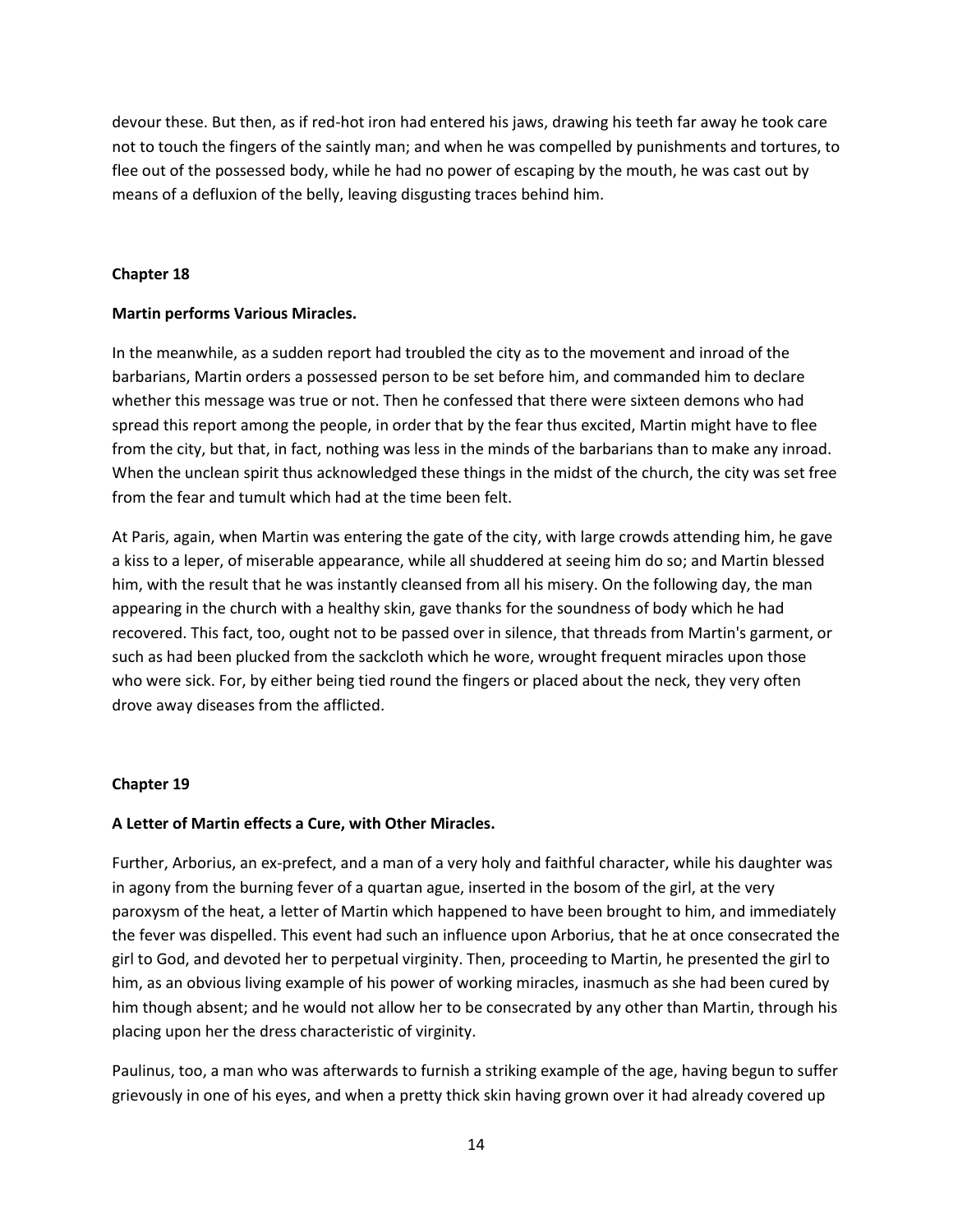devour these. But then, as if red-hot iron had entered his jaws, drawing his teeth far away he took care not to touch the fingers of the saintly man; and when he was compelled by punishments and tortures, to flee out of the possessed body, while he had no power of escaping by the mouth, he was cast out by means of a defluxion of the belly, leaving disgusting traces behind him.

## Chapter 18

### Martin performs Various Miracles.

In the meanwhile, as a sudden report had troubled the city as to the movement and inroad of the barbarians, Martin orders a possessed person to be set before him, and commanded him to declare whether this message was true or not. Then he confessed that there were sixteen demons who had spread this report among the people, in order that by the fear thus excited, Martin might have to flee from the city, but that, in fact, nothing was less in the minds of the barbarians than to make any inroad. When the unclean spirit thus acknowledged these things in the midst of the church, the city was set free from the fear and tumult which had at the time been felt.

At Paris, again, when Martin was entering the gate of the city, with large crowds attending him, he gave a kiss to a leper, of miserable appearance, while all shuddered at seeing him do so; and Martin blessed him, with the result that he was instantly cleansed from all his misery. On the following day, the man appearing in the church with a healthy skin, gave thanks for the soundness of body which he had recovered. This fact, too, ought not to be passed over in silence, that threads from Martin's garment, or such as had been plucked from the sackcloth which he wore, wrought frequent miracles upon those who were sick. For, by either being tied round the fingers or placed about the neck, they very often drove away diseases from the afflicted.

## Chapter 19

### A Letter of Martin effects a Cure, with Other Miracles.

Further, Arborius, an ex-prefect, and a man of a very holy and faithful character, while his daughter was in agony from the burning fever of a quartan ague, inserted in the bosom of the girl, at the very paroxysm of the heat, a letter of Martin which happened to have been brought to him, and immediately the fever was dispelled. This event had such an influence upon Arborius, that he at once consecrated the girl to God, and devoted her to perpetual virginity. Then, proceeding to Martin, he presented the girl to him, as an obvious living example of his power of working miracles, inasmuch as she had been cured by him though absent; and he would not allow her to be consecrated by any other than Martin, through his placing upon her the dress characteristic of virginity.

Paulinus, too, a man who was afterwards to furnish a striking example of the age, having begun to suffer grievously in one of his eyes, and when a pretty thick skin having grown over it had already covered up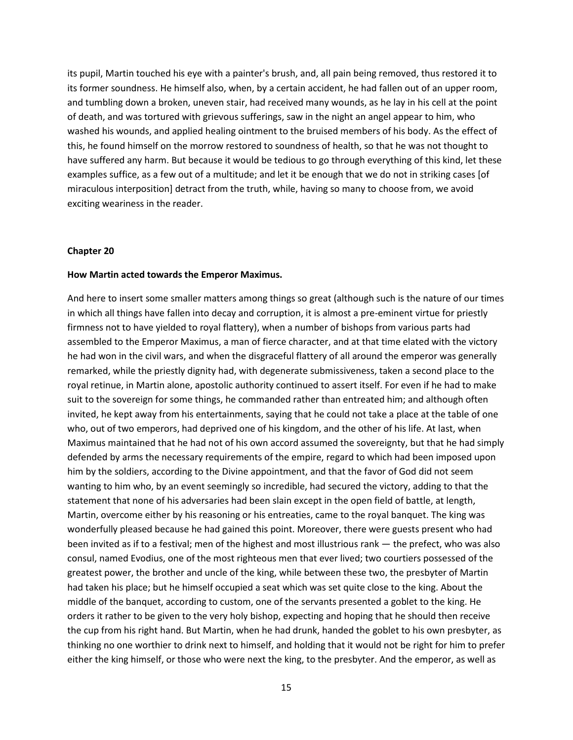its pupil, Martin touched his eye with a painter's brush, and, all pain being removed, thus restored it to its former soundness. He himself also, when, by a certain accident, he had fallen out of an upper room, and tumbling down a broken, uneven stair, had received many wounds, as he lay in his cell at the point of death, and was tortured with grievous sufferings, saw in the night an angel appear to him, who washed his wounds, and applied healing ointment to the bruised members of his body. As the effect of this, he found himself on the morrow restored to soundness of health, so that he was not thought to have suffered any harm. But because it would be tedious to go through everything of this kind, let these examples suffice, as a few out of a multitude; and let it be enough that we do not in striking cases [of miraculous interposition] detract from the truth, while, having so many to choose from, we avoid exciting weariness in the reader.

### Chapter 20

**How Martin acted towards the Emperor Maximus.**

And here to insert some smaller matters among things so great (although such is the nature of our times in which all things have fallen into decay and corruption, it is almost a pre-eminent virtue for priestly firmness not to have yielded to royal flattery), when a number of bishops from various parts had assembled to the Emperor Maximus, a man of fierce character, and at that time elated with the victory he had won in the civil wars, and when the disgraceful flattery of all around the emperor was generally remarked, while the priestly dignity had, with degenerate submissiveness, taken a second place to the royal retinue, in Martin alone, apostolic authority continued to assert itself. For even if he had to make suit to the sovereign for some things, he commanded rather than entreated him; and although often invited, he kept away from his entertainments, saying that he could not take a place at the table of one who, out of two emperors, had deprived one of his kingdom, and the other of his life. At last, when Maximus maintained that he had not of his own accord assumed the sovereignty, but that he had simply defended by arms the necessary requirements of the empire, regard to which had been imposed upon him by the soldiers, according to the Divine appointment, and that the favor of God did not seem wanting to him who, by an event seemingly so incredible, had secured the victory, adding to that the statement that none of his adversaries had been slain except in the open field of battle, at length, Martin, overcome either by his reasoning or his entreaties, came to the royal banquet. The king was wonderfully pleased because he had gained this point. Moreover, there were guests present who had been invited as if to a festival; men of the highest and most illustrious rank — the prefect, who was also consul, named Evodius, one of the most righteous men that ever lived; two courtiers possessed of the greatest power, the brother and uncle of the king, while between these two, the presbyter of Martin had taken his place; but he himself occupied a seat which was set quite close to the king. About the middle of the banquet, according to custom, one of the servants presented a goblet to the king. He orders it rather to be given to the very holy bishop, expecting and hoping that he should then receive the cup from his right hand. But Martin, when he had drunk, handed the goblet to his own presbyter, as thinking no one worthier to drink next to himself, and holding that it would not be right for him to prefer either the king himself, or those who were next the king, to the presbyter. And the emperor, as well as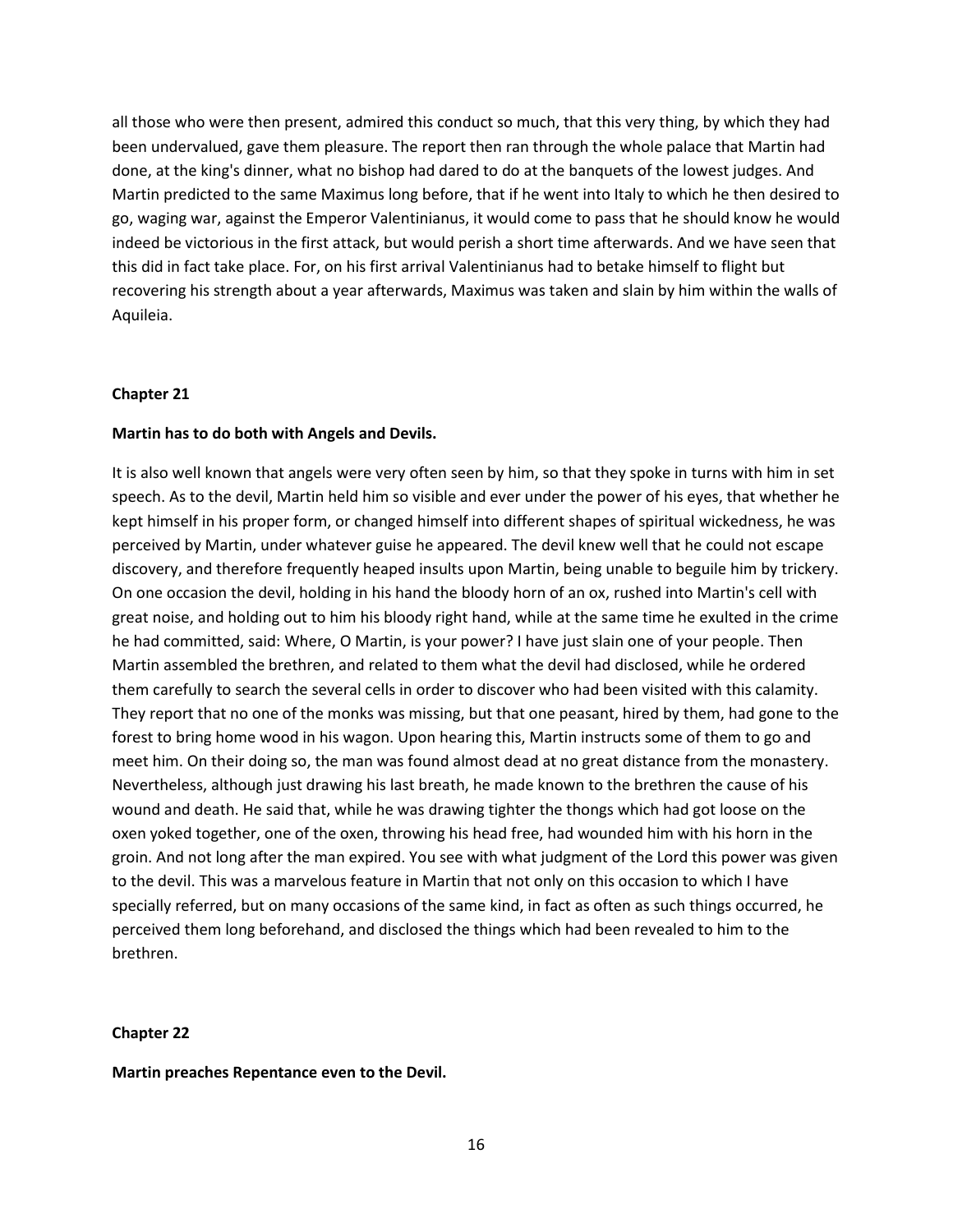all those who were then present, admired this conduct so much, that this very thing, by which they had been undervalued, gave them pleasure. The report then ran through the whole palace that Martin had done, at the king's dinner, what no bishop had dared to do at the banquets of the lowest judges. And Martin predicted to the same Maximus long before, that if he went into Italy to which he then desired to go, waging war, against the Emperor Valentinianus, it would come to pass that he should know he would indeed be victorious in the first attack, but would perish a short time afterwards. And we have seen that this did in fact take place. For, on his first arrival Valentinianus had to betake himself to flight but recovering his strength about a year afterwards, Maximus was taken and slain by him within the walls of Aquileia.

### Chapter 21

**Martin has to do both with Angels and Devils.**

It is also well known that angels were very often seen by him, so that they spoke in turns with him in set speech. As to the devil, Martin held him so visible and ever under the power of his eyes, that whether he kept himself in his proper form, or changed himself into different shapes of spiritual wickedness, he was perceived by Martin, under whatever guise he appeared. The devil knew well that he could not escape discovery, and therefore frequently heaped insults upon Martin, being unable to beguile him by trickery. On one occasion the devil, holding in his hand the bloody horn of an ox, rushed into Martin's cell with great noise, and holding out to him his bloody right hand, while at the same time he exulted in the crime he had committed, said: Where, O Martin, is your power? I have just slain one of your people. Then Martin assembled the brethren, and related to them what the devil had disclosed, while he ordered them carefully to search the several cells in order to discover who had been visited with this calamity. They report that no one of the monks was missing, but that one peasant, hired by them, had gone to the forest to bring home wood in his wagon. Upon hearing this, Martin instructs some of them to go and meet him. On their doing so, the man was found almost dead at no great distance from the monastery. Nevertheless, although just drawing his last breath, he made known to the brethren the cause of his wound and death. He said that, while he was drawing tighter the thongs which had got loose on the oxen yoked together, one of the oxen, throwing his head free, had wounded him with his horn in the groin. And not long after the man expired. You see with what judgment of the Lord this power was given to the devil. This was a marvelous feature in Martin that not only on this occasion to which I have specially referred, but on many occasions of the same kind, in fact as often as such things occurred, he perceived them long beforehand, and disclosed the things which had been revealed to him to the brethren.

### Chapter 22

**Martin preaches Repentance even to the Devil.**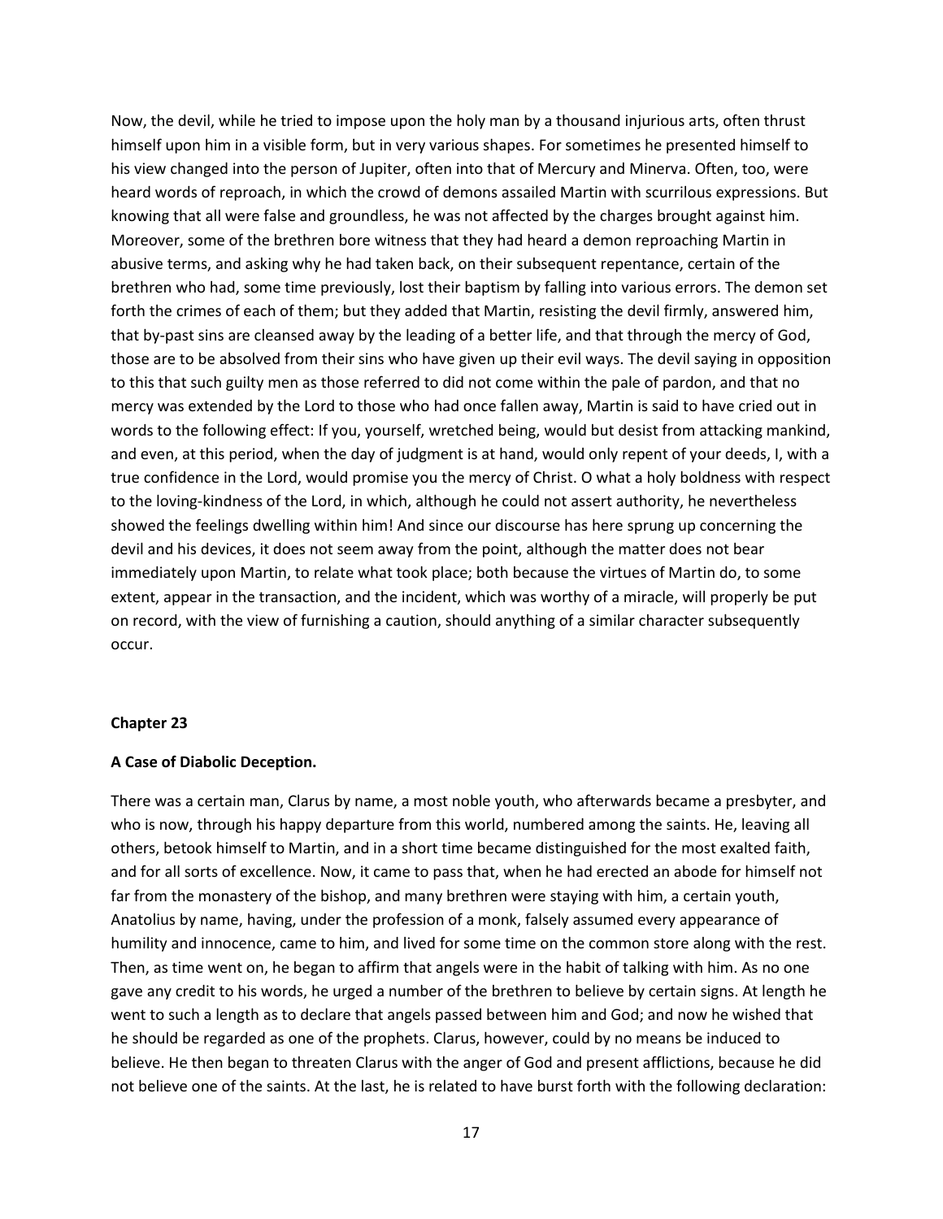Now, the devil, while he tried to impose upon the holy man by a thousand injurious arts, often thrust himself upon him in a visible form, but in very various shapes. For sometimes he presented himself to his view changed into the person of Jupiter, often into that of Mercury and Minerva. Often, too, were heard words of reproach, in which the crowd of demons assailed Martin with scurrilous expressions. But knowing that all were false and groundless, he was not affected by the charges brought against him. Moreover, some of the brethren bore witness that they had heard a demon reproaching Martin in abusive terms, and asking why he had taken back, on their subsequent repentance, certain of the brethren who had, some time previously, lost their baptism by falling into various errors. The demon set forth the crimes of each of them; but they added that Martin, resisting the devil firmly, answered him, that by-past sins are cleansed away by the leading of a better life, and that through the mercy of God, those are to be absolved from their sins who have given up their evil ways. The devil saying in opposition to this that such guilty men as those referred to did not come within the pale of pardon, and that no mercy was extended by the Lord to those who had once fallen away, Martin is said to have cried out in words to the following effect: If you, yourself, wretched being, would but desist from attacking mankind, and even, at this period, when the day of judgment is at hand, would only repent of your deeds, I, with a true confidence in the Lord, would promise you the mercy of Christ. O what a holy boldness with respect to the loving-kindness of the Lord, in which, although he could not assert authority, he nevertheless showed the feelings dwelling within him! And since our discourse has here sprung up concerning the devil and his devices, it does not seem away from the point, although the matter does not bear immediately upon Martin, to relate what took place; both because the virtues of Martin do, to some extent, appear in the transaction, and the incident, which was worthy of a miracle, will properly be put on record, with the view of furnishing a caution, should anything of a similar character subsequently occur.

## Chapter 23

**A Case of Diabolic Deception.**

There was a certain man, Clarus by name, a most noble youth, who afterwards became a presbyter, and who is now, through his happy departure from this world, numbered among the saints. He, leaving all others, betook himself to Martin, and in a short time became distinguished for the most exalted faith, and for all sorts of excellence. Now, it came to pass that, when he had erected an abode for himself not far from the monastery of the bishop, and many brethren were staying with him, a certain youth, Anatolius by name, having, under the profession of a monk, falsely assumed every appearance of humility and innocence, came to him, and lived for some time on the common store along with the rest. Then, as time went on, he began to affirm that angels were in the habit of talking with him. As no one gave any credit to his words, he urged a number of the brethren to believe by certain signs. At length he went to such a length as to declare that angels passed between him and God; and now he wished that he should be regarded as one of the prophets. Clarus, however, could by no means be induced to believe. He then began to threaten Clarus with the anger of God and present afflictions, because he did not believe one of the saints. At the last, he is related to have burst forth with the following declaration: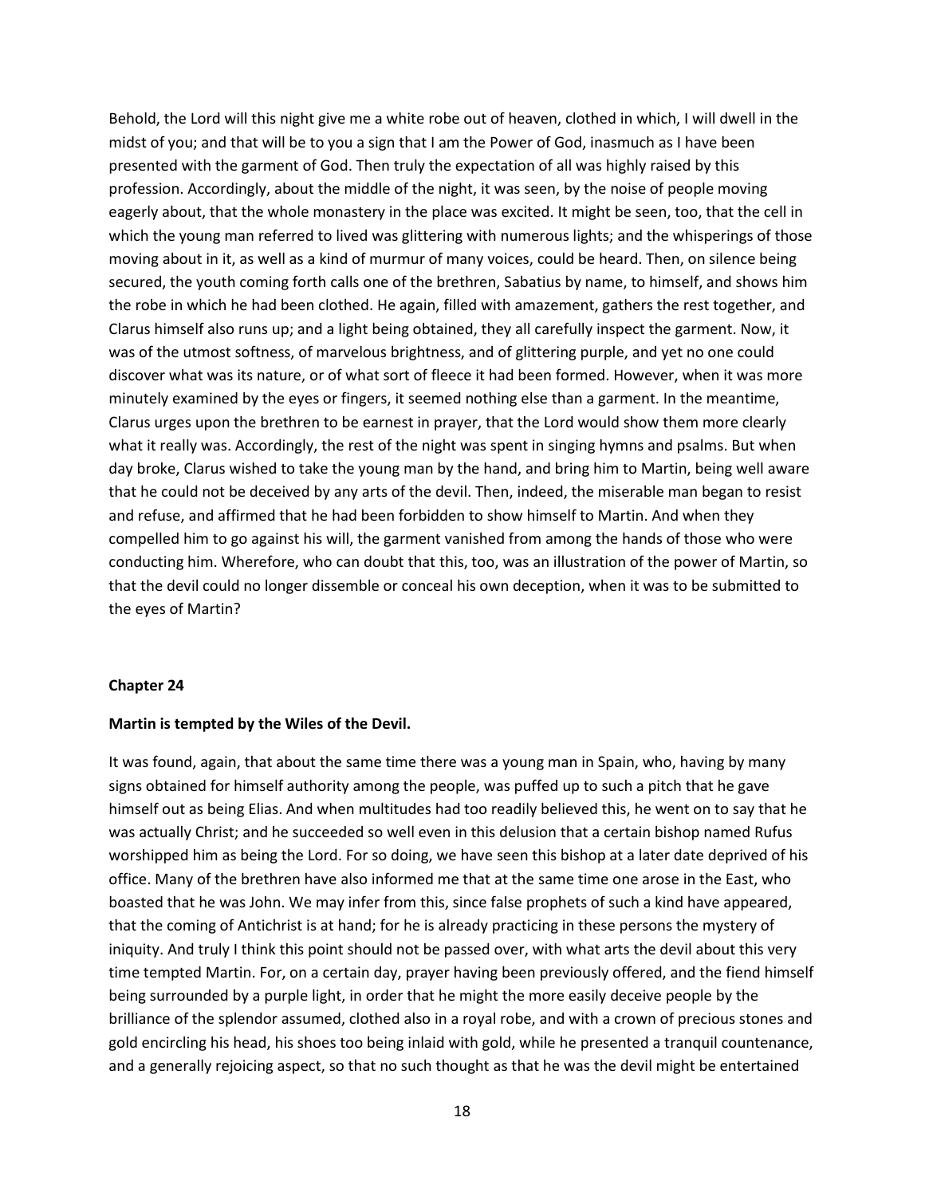Behold, the Lord will this night give me a white robe out of heaven, clothed in which, I will dwell in the midst of you; and that will be to you a sign that I am the Power of God, inasmuch as I have been presented with the garment of God. Then truly the expectation of all was highly raised by this profession. Accordingly, about the middle of the night, it was seen, by the noise of people moving eagerly about, that the whole monastery in the place was excited. It might be seen, too, that the cell in which the young man referred to lived was glittering with numerous lights; and the whisperings of those moving about in it, as well as a kind of murmur of many voices, could be heard. Then, on silence being secured, the youth coming forth calls one of the brethren, Sabatius by name, to himself, and shows him the robe in which he had been clothed. He again, filled with amazement, gathers the rest together, and Clarus himself also runs up; and a light being obtained, they all carefully inspect the garment. Now, it was of the utmost softness, of marvelous brightness, and of glittering purple, and yet no one could discover what was its nature, or of what sort of fleece it had been formed. However, when it was more minutely examined by the eyes or fingers, it seemed nothing else than a garment. In the meantime, Clarus urges upon the brethren to be earnest in prayer, that the Lord would show them more clearly what it really was. Accordingly, the rest of the night was spent in singing hymns and psalms. But when day broke, Clarus wished to take the young man by the hand, and bring him to Martin, being well aware that he could not be deceived by any arts of the devil. Then, indeed, the miserable man began to resist and refuse, and affirmed that he had been forbidden to show himself to Martin. And when they compelled him to go against his will, the garment vanished from among the hands of those who were conducting him. Wherefore, who can doubt that this, too, was an illustration of the power of Martin, so that the devil could no longer dissemble or conceal his own deception, when it was to be submitted to the eyes of Martin?

## Chapter 24

### Martin is tempted by the Wiles of the Devil.

It was found, again, that about the same time there was a young man in Spain, who, having by many signs obtained for himself authority among the people, was puffed up to such a pitch that he gave himself out as being Elias. And when multitudes had too readily believed this, he went on to say that he was actually Christ; and he succeeded so well even in this delusion that a certain bishop named Rufus worshipped him as being the Lord. For so doing, we have seen this bishop at a later date deprived of his office. Many of the brethren have also informed me that at the same time one arose in the East, who boasted that he was John. We may infer from this, since false prophets of such a kind have appeared, that the coming of Antichrist is at hand; for he is already practicing in these persons the mystery of iniquity. And truly I think this point should not be passed over, with what arts the devil about this very time tempted Martin. For, on a certain day, prayer having been previously offered, and the fiend himself being surrounded by a purple light, in order that he might the more easily deceive people by the brilliance of the splendor assumed, clothed also in a royal robe, and with a crown of precious stones and gold encircling his head, his shoes too being inlaid with gold, while he presented a tranquil countenance, and a generally rejoicing aspect, so that no such thought as that he was the devil might be entertained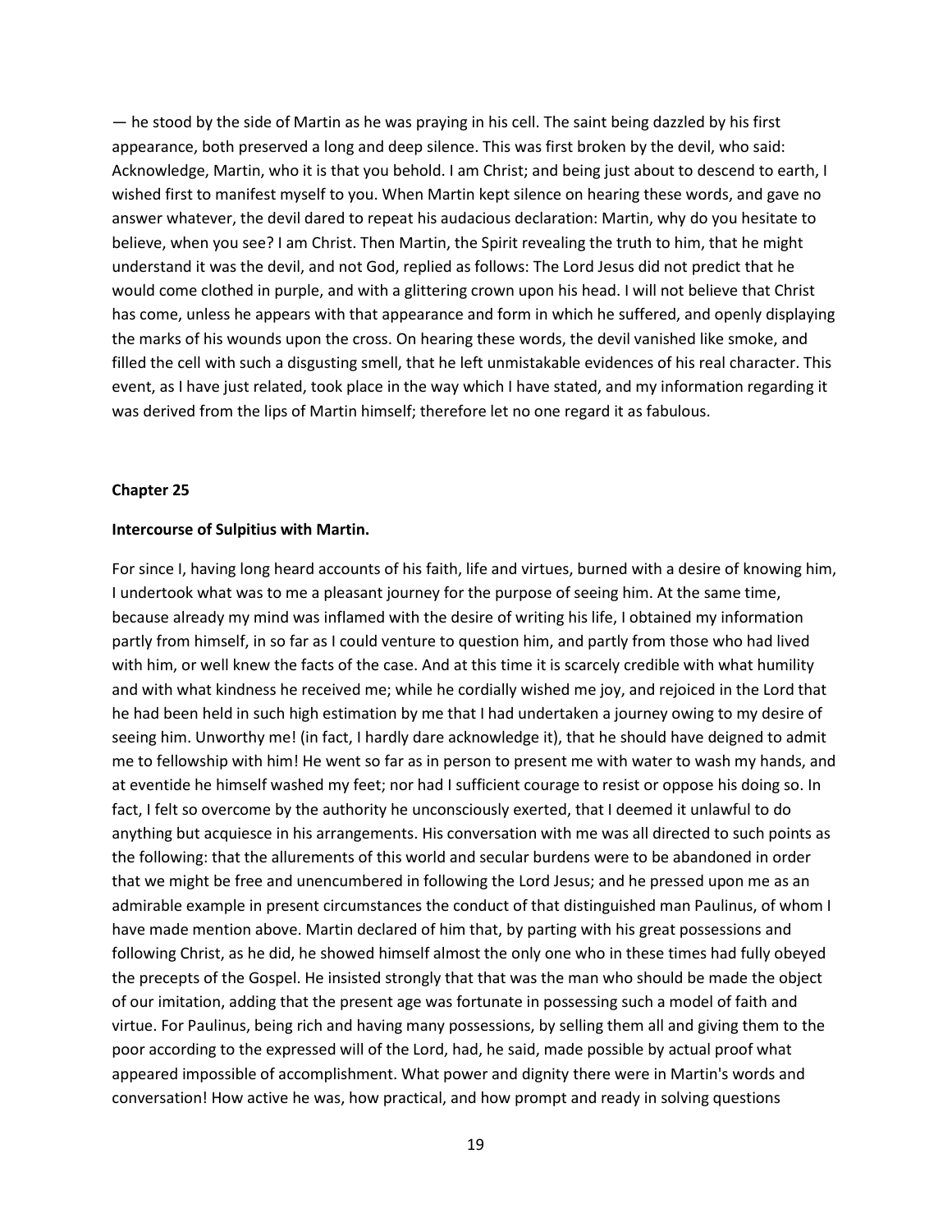— he stood by the side of Martin as he was praying in his cell. The saint being dazzled by his first appearance, both preserved a long and deep silence. This was first broken by the devil, who said: Acknowledge, Martin, who it is that you behold. I am Christ; and being just about to descend to earth, I wished first to manifest myself to you. When Martin kept silence on hearing these words, and gave no answer whatever, the devil dared to repeat his audacious declaration: Martin, why do you hesitate to believe, when you see? I am Christ. Then Martin, the Spirit revealing the truth to him, that he might understand it was the devil, and not God, replied as follows: The Lord Jesus did not predict that he would come clothed in purple, and with a glittering crown upon his head. I will not believe that Christ has come, unless he appears with that appearance and form in which he suffered, and openly displaying the marks of his wounds upon the cross. On hearing these words, the devil vanished like smoke, and filled the cell with such a disgusting smell, that he left unmistakable evidences of his real character. This event, as I have just related, took place in the way which I have stated, and my information regarding it was derived from the lips of Martin himself; therefore let no one regard it as fabulous.

## Chapter 25

### Intercourse of Sulpitius with Martin.

For since I, having long heard accounts of his faith, life and virtues, burned with a desire of knowing him, I undertook what was to me a pleasant journey for the purpose of seeing him. At the same time, because already my mind was inflamed with the desire of writing his life, I obtained my information partly from himself, in so far as I could venture to question him, and partly from those who had lived with him, or well knew the facts of the case. And at this time it is scarcely credible with what humility and with what kindness he received me; while he cordially wished me joy, and rejoiced in the Lord that he had been held in such high estimation by me that I had undertaken a journey owing to my desire of seeing him. Unworthy me! (in fact, I hardly dare acknowledge it), that he should have deigned to admit me to fellowship with him! He went so far as in person to present me with water to wash my hands, and at eventide he himself washed my feet; nor had I sufficient courage to resist or oppose his doing so. In fact, I felt so overcome by the authority he unconsciously exerted, that I deemed it unlawful to do anything but acquiesce in his arrangements. His conversation with me was all directed to such points as the following: that the allurements of this world and secular burdens were to be abandoned in order that we might be free and unencumbered in following the Lord Jesus; and he pressed upon me as an admirable example in present circumstances the conduct of that distinguished man Paulinus, of whom I have made mention above. Martin declared of him that, by parting with his great possessions and following Christ, as he did, he showed himself almost the only one who in these times had fully obeyed the precepts of the Gospel. He insisted strongly that that was the man who should be made the object of our imitation, adding that the present age was fortunate in possessing such a model of faith and virtue. For Paulinus, being rich and having many possessions, by selling them all and giving them to the poor according to the expressed will of the Lord, had, he said, made possible by actual proof what appeared impossible of accomplishment. What power and dignity there were in Martin's words and conversation! How active he was, how practical, and how prompt and ready in solving questions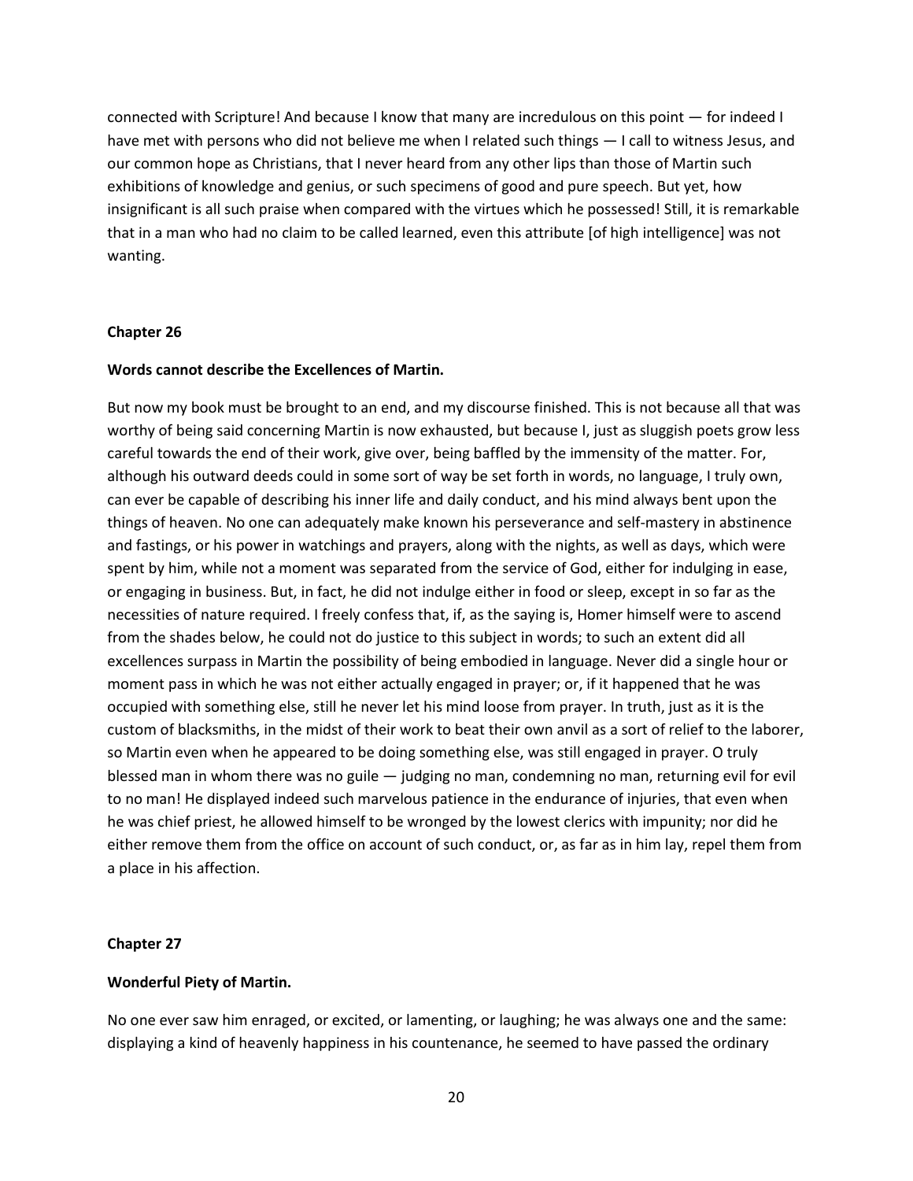connected with Scripture! And because I know that many are incredulous on this point — for indeed I have met with persons who did not believe me when I related such things — I call to witness Jesus, and our common hope as Christians, that I never heard from any other lips than those of Martin such exhibitions of knowledge and genius, or such specimens of good and pure speech. But yet, how insignificant is all such praise when compared with the virtues which he possessed! Still, it is remarkable that in a man who had no claim to be called learned, even this attribute [of high intelligence] was not wanting.

### Chapter 26

**Words cannot describe the Excellences of Martin.**

But now my book must be brought to an end, and my discourse finished. This is not because all that was worthy of being said concerning Martin is now exhausted, but because I, just as sluggish poets grow less careful towards the end of their work, give over, being baffled by the immensity of the matter. For, although his outward deeds could in some sort of way be set forth in words, no language, I truly own, can ever be capable of describing his inner life and daily conduct, and his mind always bent upon the things of heaven. No one can adequately make known his perseverance and self-mastery in abstinence and fastings, or his power in watchings and prayers, along with the nights, as well as days, which were spent by him, while not a moment was separated from the service of God, either for indulging in ease, or engaging in business. But, in fact, he did not indulge either in food or sleep, except in so far as the necessities of nature required. I freely confess that, if, as the saying is, Homer himself were to ascend from the shades below, he could not do justice to this subject in words; to such an extent did all excellences surpass in Martin the possibility of being embodied in language. Never did a single hour or moment pass in which he was not either actually engaged in prayer; or, if it happened that he was occupied with something else, still he never let his mind loose from prayer. In truth, just as it is the custom of blacksmiths, in the midst of their work to beat their own anvil as a sort of relief to the laborer, so Martin even when he appeared to be doing something else, was still engaged in prayer. O truly blessed man in whom there was no guile — judging no man, condemning no man, returning evil for evil to no man! He displayed indeed such marvelous patience in the endurance of injuries, that even when he was chief priest, he allowed himself to be wronged by the lowest clerics with impunity; nor did he either remove them from the office on account of such conduct, or, as far as in him lay, repel them from a place in his affection.

### Chapter 27

**Wonderful Piety of Martin.**

No one ever saw him enraged, or excited, or lamenting, or laughing; he was always one and the same: displaying a kind of heavenly happiness in his countenance, he seemed to have passed the ordinary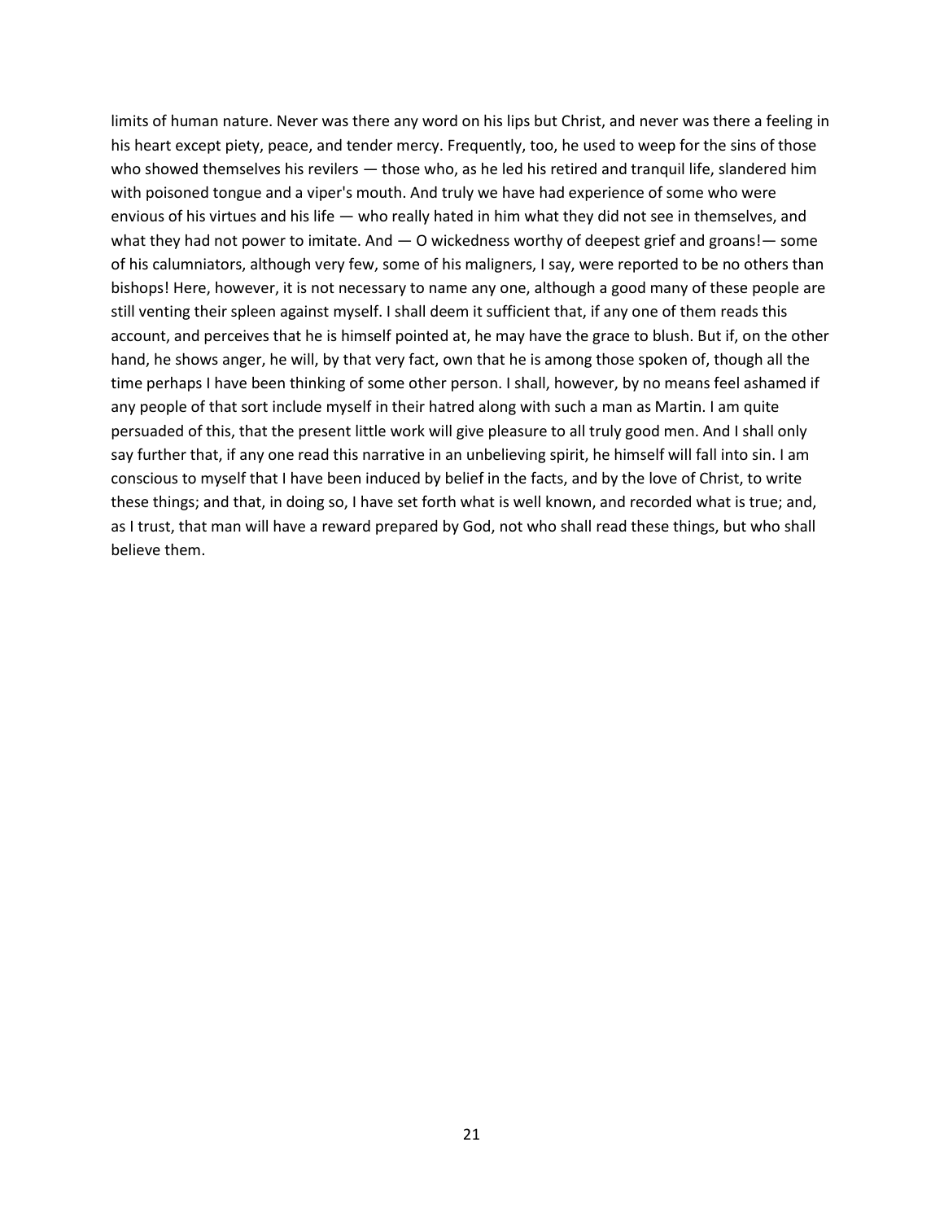limits of human nature. Never was there any word on his lips but Christ, and never was there a feeling in his heart except piety, peace, and tender mercy. Frequently, too, he used to weep for the sins of those who showed themselves his revilers — those who, as he led his retired and tranquil life, slandered him with poisoned tongue and a viper's mouth. And truly we have had experience of some who were envious of his virtues and his life — who really hated in him what they did not see in themselves, and what they had not power to imitate. And — O wickedness worthy of deepest grief and groans!— some of his calumniators, although very few, some of his maligners, I say, were reported to be no others than bishops! Here, however, it is not necessary to name any one, although a good many of these people are still venting their spleen against myself. I shall deem it sufficient that, if any one of them reads this account, and perceives that he is himself pointed at, he may have the grace to blush. But if, on the other hand, he shows anger, he will, by that very fact, own that he is among those spoken of, though all the time perhaps I have been thinking of some other person. I shall, however, by no means feel ashamed if any people of that sort include myself in their hatred along with such a man as Martin. I am quite persuaded of this, that the present little work will give pleasure to all truly good men. And I shall only say further that, if any one read this narrative in an unbelieving spirit, he himself will fall into sin. I am conscious to myself that I have been induced by belief in the facts, and by the love of Christ, to write these things; and that, in doing so, I have set forth what is well known, and recorded what is true; and, as I trust, that man will have a reward prepared by God, not who shall read these things, but who shall believe them.